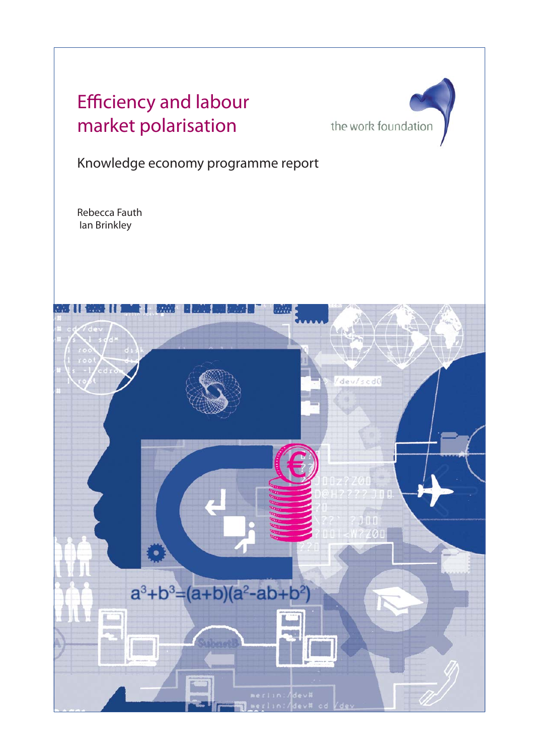# Efficiency and labour market polarisation

the work foundation

Knowledge economy programme report

Rebecca Fauth
Ian Brinkley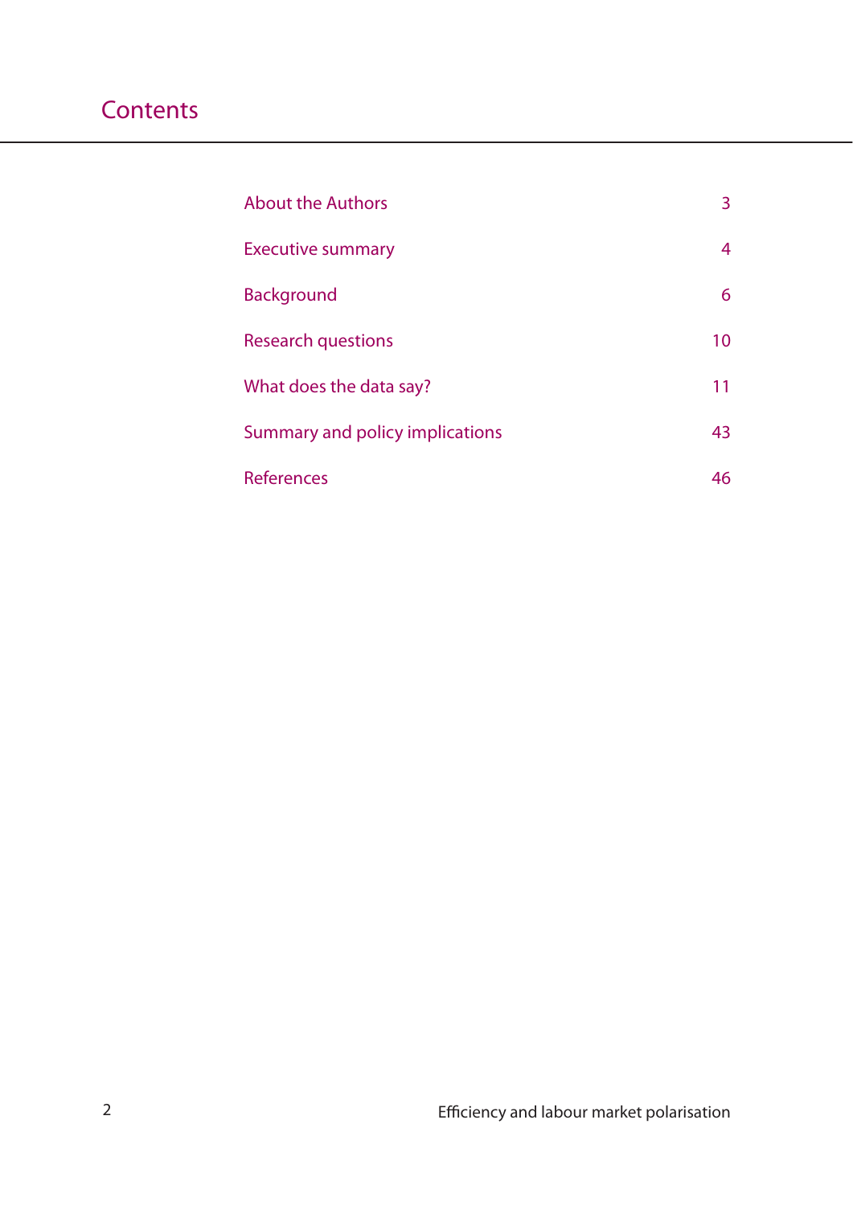# Contents

| | |
|---|---|
| About the Authors | 3 |
| Executive summary | 4 |
| Background | 6 |
| Research questions | 10 |
| What does the data say? | 11 |
| Summary and policy implications | 43 |
| References | 46 |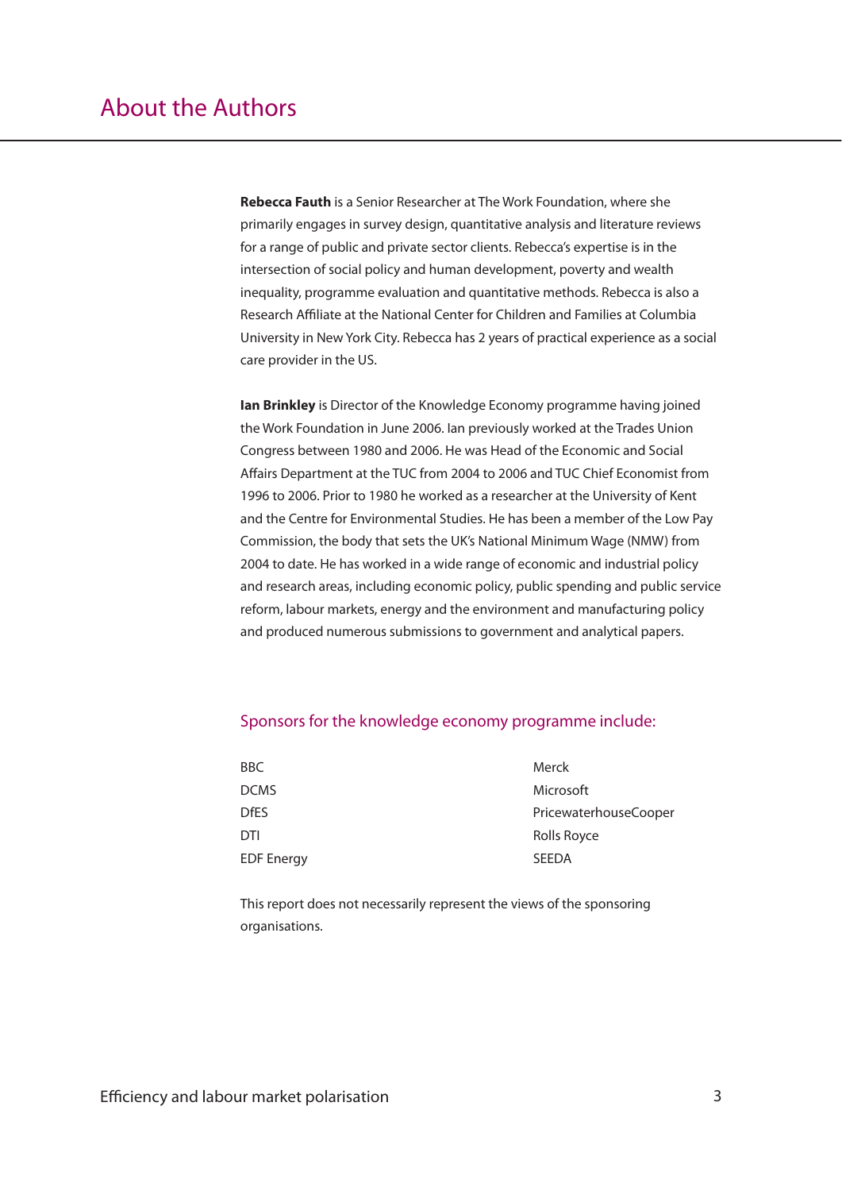# About the Authors

**Rebecca Fauth** is a Senior Researcher at The Work Foundation, where she primarily engages in survey design, quantitative analysis and literature reviews for a range of public and private sector clients. Rebecca's expertise is in the intersection of social policy and human development, poverty and wealth inequality, programme evaluation and quantitative methods. Rebecca is also a Research Affiliate at the National Center for Children and Families at Columbia University in New York City. Rebecca has 2 years of practical experience as a social care provider in the US.

**Ian Brinkley** is Director of the Knowledge Economy programme having joined the Work Foundation in June 2006. Ian previously worked at the Trades Union Congress between 1980 and 2006. He was Head of the Economic and Social Affairs Department at the TUC from 2004 to 2006 and TUC Chief Economist from 1996 to 2006. Prior to 1980 he worked as a researcher at the University of Kent and the Centre for Environmental Studies. He has been a member of the Low Pay Commission, the body that sets the UK's National Minimum Wage (NMW) from 2004 to date. He has worked in a wide range of economic and industrial policy and research areas, including economic policy, public spending and public service reform, labour markets, energy and the environment and manufacturing policy and produced numerous submissions to government and analytical papers.

## Sponsors for the knowledge economy programme include:

- BBC
- DCMS
- DfES
- DTI
- EDF Energy
- Merck
- Microsoft
- PricewaterhouseCooper
- Rolls Royce
- SEEDA

This report does not necessarily represent the views of the sponsoring organisations.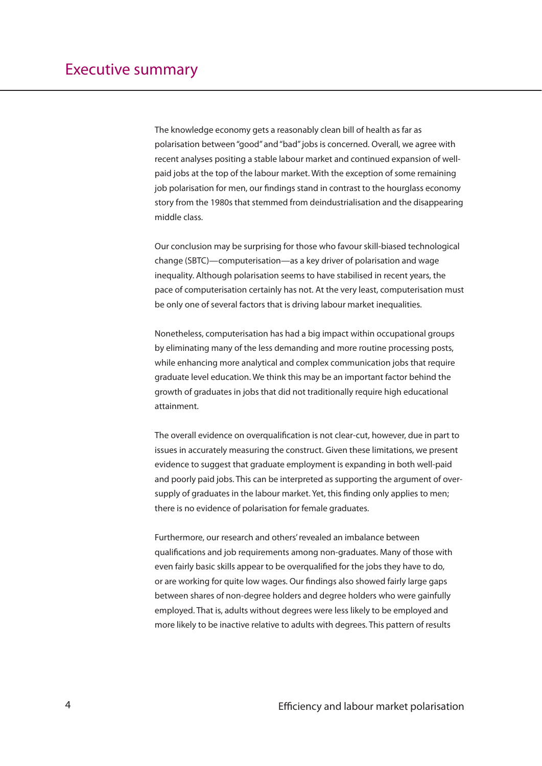# Executive summary

The knowledge economy gets a reasonably clean bill of health as far as polarisation between "good" and "bad" jobs is concerned. Overall, we agree with recent analyses positing a stable labour market and continued expansion of well-paid jobs at the top of the labour market. With the exception of some remaining job polarisation for men, our findings stand in contrast to the hourglass economy story from the 1980s that stemmed from deindustrialisation and the disappearing middle class.

Our conclusion may be surprising for those who favour skill-biased technological change (SBTC)—computerisation—as a key driver of polarisation and wage inequality. Although polarisation seems to have stabilised in recent years, the pace of computerisation certainly has not. At the very least, computerisation must be only one of several factors that is driving labour market inequalities.

Nonetheless, computerisation has had a big impact within occupational groups by eliminating many of the less demanding and more routine processing posts, while enhancing more analytical and complex communication jobs that require graduate level education. We think this may be an important factor behind the growth of graduates in jobs that did not traditionally require high educational attainment.

The overall evidence on overqualification is not clear-cut, however, due in part to issues in accurately measuring the construct. Given these limitations, we present evidence to suggest that graduate employment is expanding in both well-paid and poorly paid jobs. This can be interpreted as supporting the argument of over-supply of graduates in the labour market. Yet, this finding only applies to men; there is no evidence of polarisation for female graduates.

Furthermore, our research and others' revealed an imbalance between qualifications and job requirements among non-graduates. Many of those with even fairly basic skills appear to be overqualified for the jobs they have to do, or are working for quite low wages. Our findings also showed fairly large gaps between shares of non-degree holders and degree holders who were gainfully employed. That is, adults without degrees were less likely to be employed and more likely to be inactive relative to adults with degrees. This pattern of results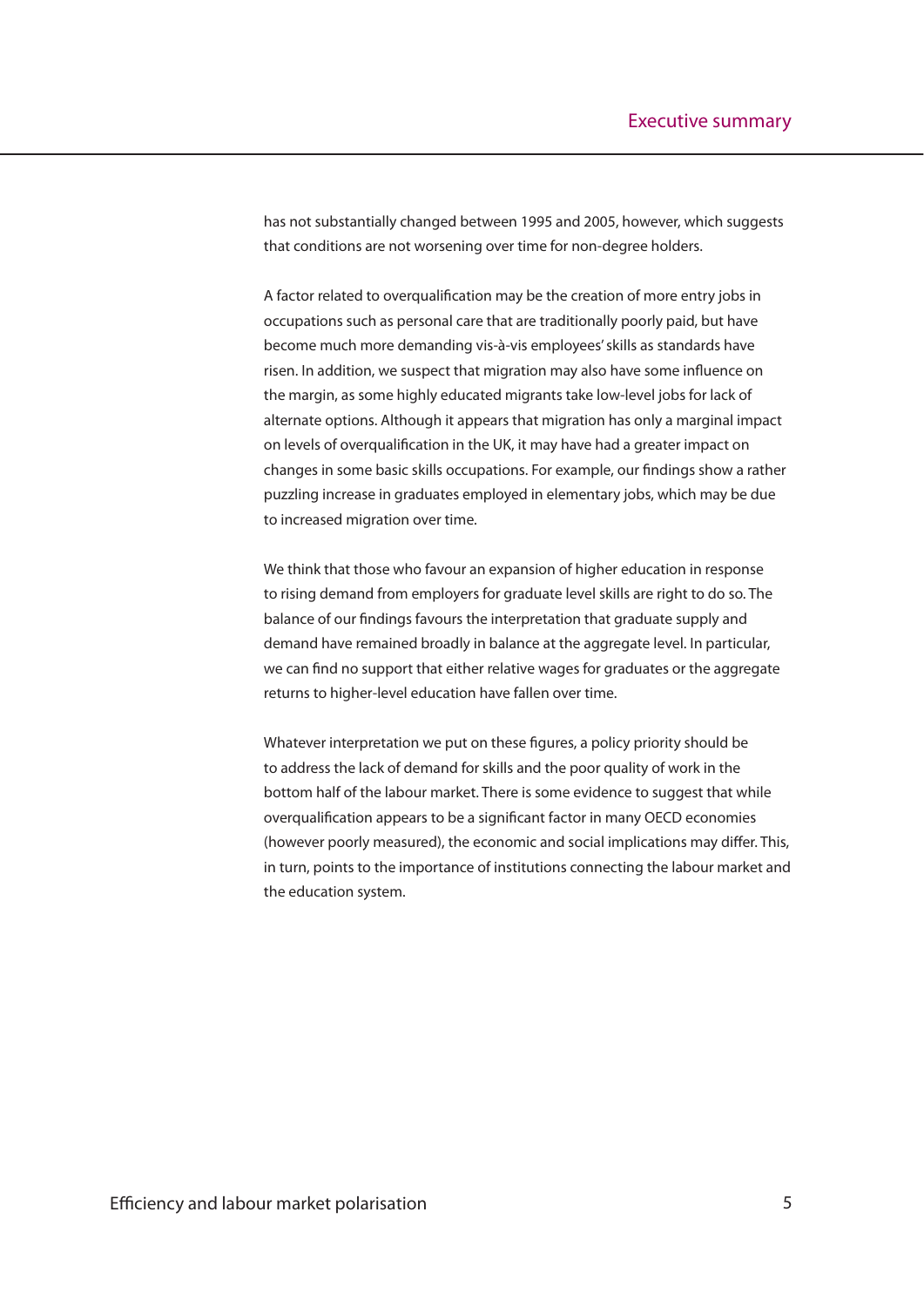has not substantially changed between 1995 and 2005, however, which suggests that conditions are not worsening over time for non-degree holders.

A factor related to overqualification may be the creation of more entry jobs in occupations such as personal care that are traditionally poorly paid, but have become much more demanding vis-à-vis employees' skills as standards have risen. In addition, we suspect that migration may also have some influence on the margin, as some highly educated migrants take low-level jobs for lack of alternate options. Although it appears that migration has only a marginal impact on levels of overqualification in the UK, it may have had a greater impact on changes in some basic skills occupations. For example, our findings show a rather puzzling increase in graduates employed in elementary jobs, which may be due to increased migration over time.

We think that those who favour an expansion of higher education in response to rising demand from employers for graduate level skills are right to do so. The balance of our findings favours the interpretation that graduate supply and demand have remained broadly in balance at the aggregate level. In particular, we can find no support that either relative wages for graduates or the aggregate returns to higher-level education have fallen over time.

Whatever interpretation we put on these figures, a policy priority should be to address the lack of demand for skills and the poor quality of work in the bottom half of the labour market. There is some evidence to suggest that while overqualification appears to be a significant factor in many OECD economies (however poorly measured), the economic and social implications may differ. This, in turn, points to the importance of institutions connecting the labour market and the education system.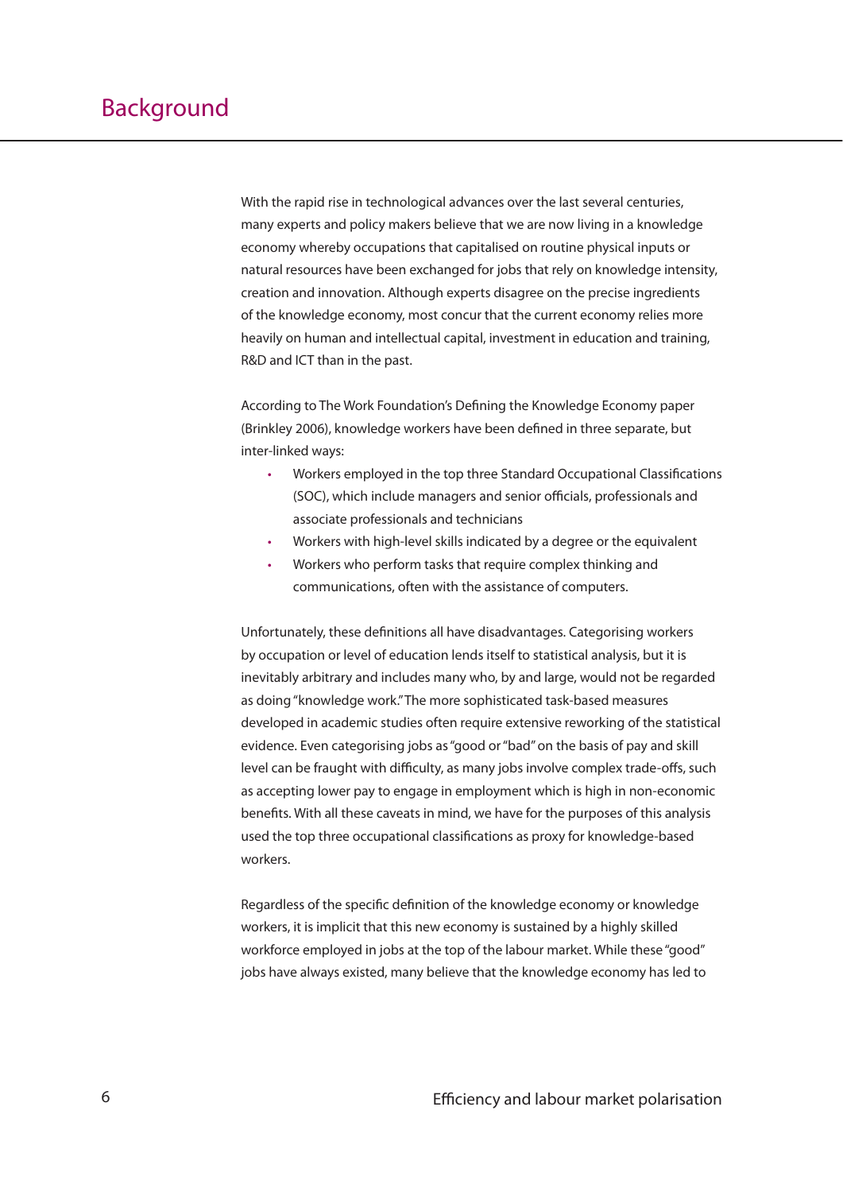# Background

With the rapid rise in technological advances over the last several centuries, many experts and policy makers believe that we are now living in a knowledge economy whereby occupations that capitalised on routine physical inputs or natural resources have been exchanged for jobs that rely on knowledge intensity, creation and innovation. Although experts disagree on the precise ingredients of the knowledge economy, most concur that the current economy relies more heavily on human and intellectual capital, investment in education and training, R&D and ICT than in the past.

According to The Work Foundation's Defining the Knowledge Economy paper (Brinkley 2006), knowledge workers have been defined in three separate, but inter-linked ways:

- Workers employed in the top three Standard Occupational Classifications (SOC), which include managers and senior officials, professionals and associate professionals and technicians
- Workers with high-level skills indicated by a degree or the equivalent
- Workers who perform tasks that require complex thinking and communications, often with the assistance of computers.

Unfortunately, these definitions all have disadvantages. Categorising workers by occupation or level of education lends itself to statistical analysis, but it is inevitably arbitrary and includes many who, by and large, would not be regarded as doing "knowledge work." The more sophisticated task-based measures developed in academic studies often require extensive reworking of the statistical evidence. Even categorising jobs as "good or "bad" on the basis of pay and skill level can be fraught with difficulty, as many jobs involve complex trade-offs, such as accepting lower pay to engage in employment which is high in non-economic benefits. With all these caveats in mind, we have for the purposes of this analysis used the top three occupational classifications as proxy for knowledge-based workers.

Regardless of the specific definition of the knowledge economy or knowledge workers, it is implicit that this new economy is sustained by a highly skilled workforce employed in jobs at the top of the labour market. While these "good" jobs have always existed, many believe that the knowledge economy has led to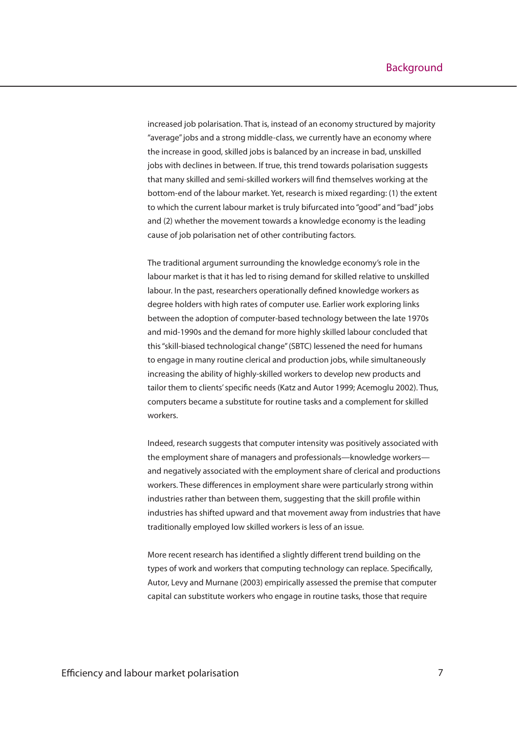increased job polarisation. That is, instead of an economy structured by majority "average" jobs and a strong middle-class, we currently have an economy where the increase in good, skilled jobs is balanced by an increase in bad, unskilled jobs with declines in between. If true, this trend towards polarisation suggests that many skilled and semi-skilled workers will find themselves working at the bottom-end of the labour market. Yet, research is mixed regarding: (1) the extent to which the current labour market is truly bifurcated into "good" and "bad" jobs and (2) whether the movement towards a knowledge economy is the leading cause of job polarisation net of other contributing factors.

The traditional argument surrounding the knowledge economy's role in the labour market is that it has led to rising demand for skilled relative to unskilled labour. In the past, researchers operationally defined knowledge workers as degree holders with high rates of computer use. Earlier work exploring links between the adoption of computer-based technology between the late 1970s and mid-1990s and the demand for more highly skilled labour concluded that this "skill-biased technological change" (SBTC) lessened the need for humans to engage in many routine clerical and production jobs, while simultaneously increasing the ability of highly-skilled workers to develop new products and tailor them to clients' specific needs (Katz and Autor 1999; Acemoglu 2002). Thus, computers became a substitute for routine tasks and a complement for skilled workers.

Indeed, research suggests that computer intensity was positively associated with the employment share of managers and professionals—knowledge workers—and negatively associated with the employment share of clerical and productions workers. These differences in employment share were particularly strong within industries rather than between them, suggesting that the skill profile within industries has shifted upward and that movement away from industries that have traditionally employed low skilled workers is less of an issue.

More recent research has identified a slightly different trend building on the types of work and workers that computing technology can replace. Specifically, Autor, Levy and Murnane (2003) empirically assessed the premise that computer capital can substitute workers who engage in routine tasks, those that require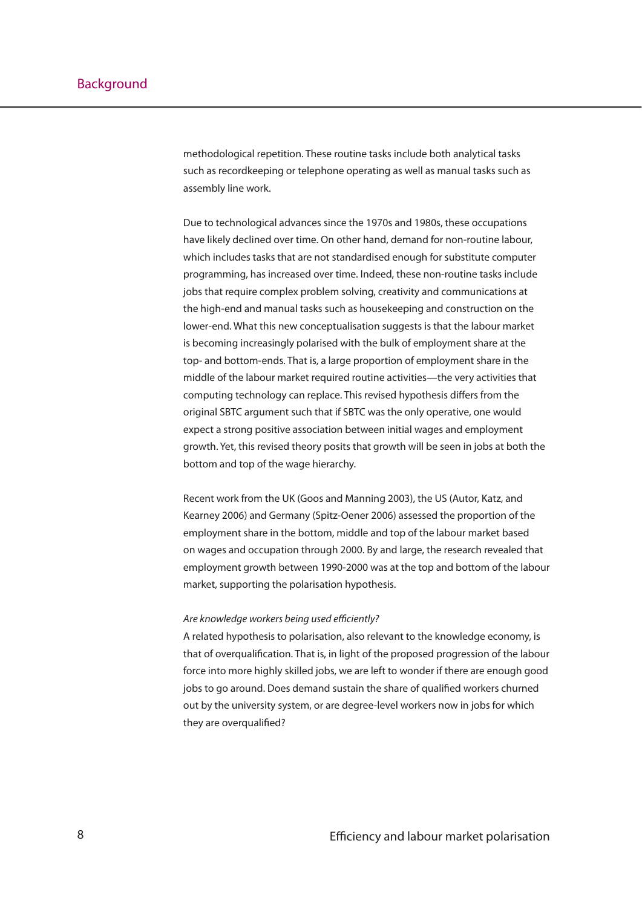methodological repetition. These routine tasks include both analytical tasks such as recordkeeping or telephone operating as well as manual tasks such as assembly line work.

Due to technological advances since the 1970s and 1980s, these occupations have likely declined over time. On other hand, demand for non-routine labour, which includes tasks that are not standardised enough for substitute computer programming, has increased over time. Indeed, these non-routine tasks include jobs that require complex problem solving, creativity and communications at the high-end and manual tasks such as housekeeping and construction on the lower-end. What this new conceptualisation suggests is that the labour market is becoming increasingly polarised with the bulk of employment share at the top- and bottom-ends. That is, a large proportion of employment share in the middle of the labour market required routine activities—the very activities that computing technology can replace. This revised hypothesis differs from the original SBTC argument such that if SBTC was the only operative, one would expect a strong positive association between initial wages and employment growth. Yet, this revised theory posits that growth will be seen in jobs at both the bottom and top of the wage hierarchy.

Recent work from the UK (Goos and Manning 2003), the US (Autor, Katz, and Kearney 2006) and Germany (Spitz-Oener 2006) assessed the proportion of the employment share in the bottom, middle and top of the labour market based on wages and occupation through 2000. By and large, the research revealed that employment growth between 1990-2000 was at the top and bottom of the labour market, supporting the polarisation hypothesis.

*Are knowledge workers being used efficiently?*

A related hypothesis to polarisation, also relevant to the knowledge economy, is that of overqualification. That is, in light of the proposed progression of the labour force into more highly skilled jobs, we are left to wonder if there are enough good jobs to go around. Does demand sustain the share of qualified workers churned out by the university system, or are degree-level workers now in jobs for which they are overqualified?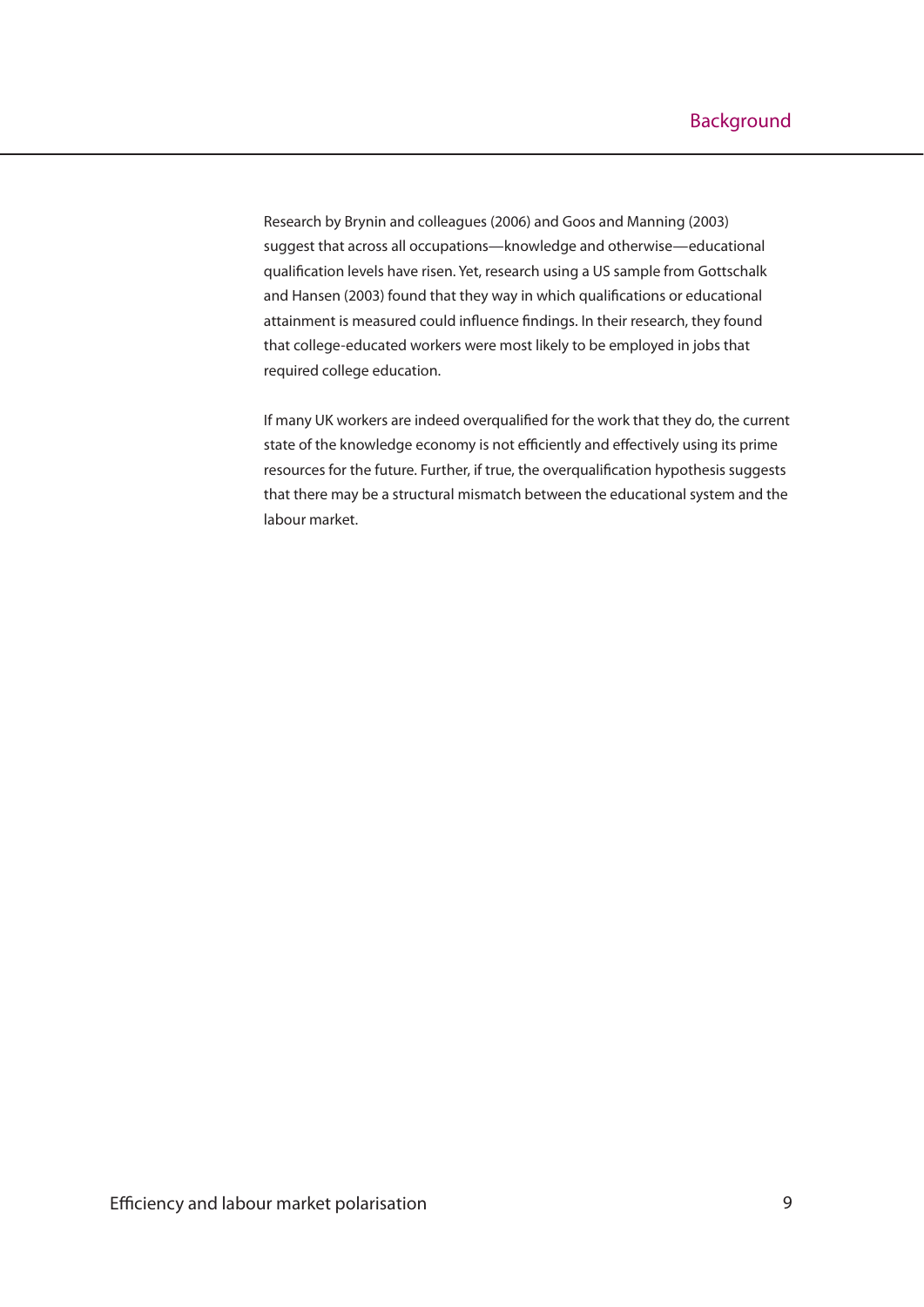Research by Brynin and colleagues (2006) and Goos and Manning (2003) suggest that across all occupations—knowledge and otherwise—educational qualification levels have risen. Yet, research using a US sample from Gottschalk and Hansen (2003) found that they way in which qualifications or educational attainment is measured could influence findings. In their research, they found that college-educated workers were most likely to be employed in jobs that required college education.

If many UK workers are indeed overqualified for the work that they do, the current state of the knowledge economy is not efficiently and effectively using its prime resources for the future. Further, if true, the overqualification hypothesis suggests that there may be a structural mismatch between the educational system and the labour market.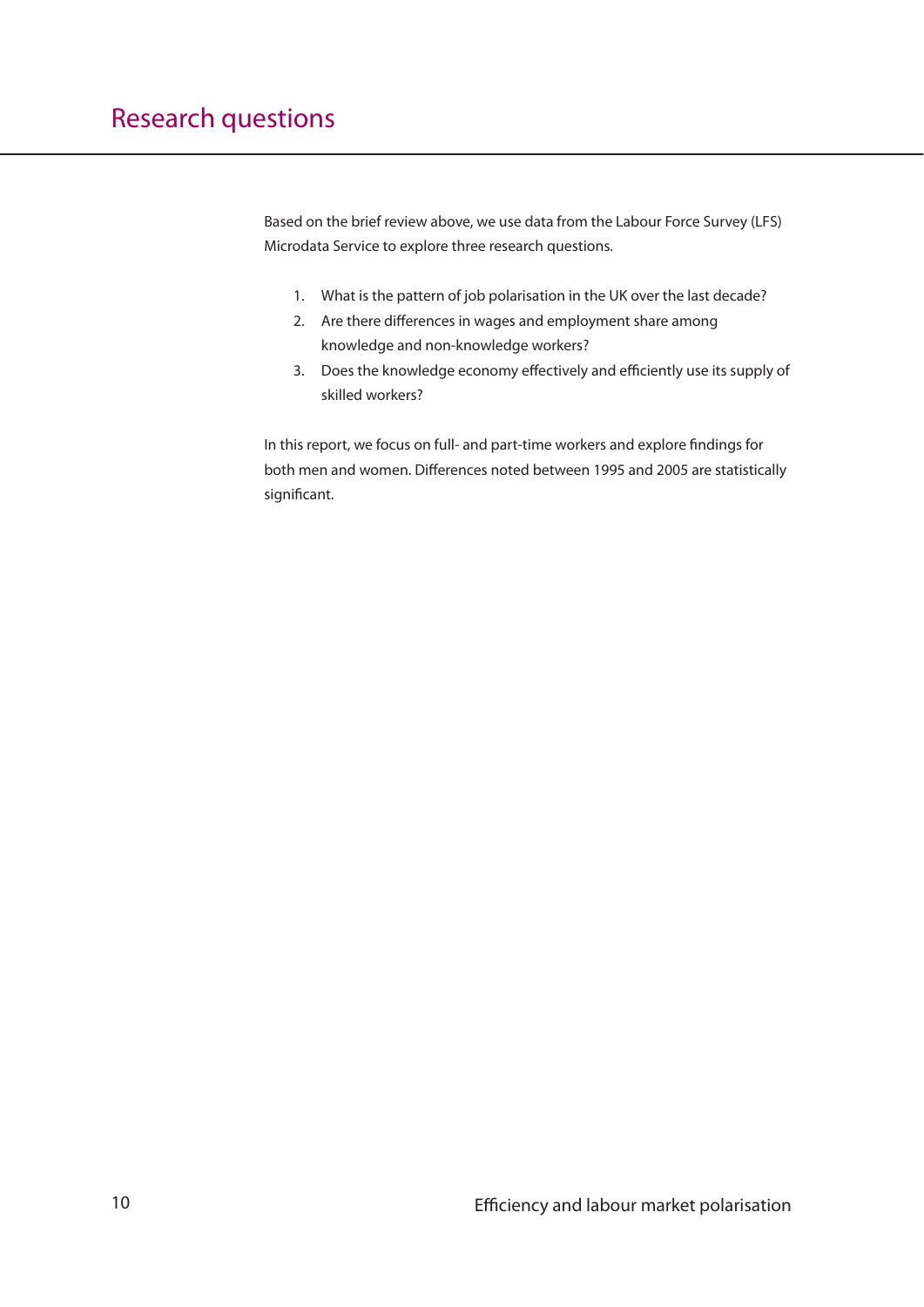# Research questions

Based on the brief review above, we use data from the Labour Force Survey (LFS) Microdata Service to explore three research questions.

1. What is the pattern of job polarisation in the UK over the last decade?
2. Are there differences in wages and employment share among knowledge and non-knowledge workers?
3. Does the knowledge economy effectively and efficiently use its supply of skilled workers?

In this report, we focus on full- and part-time workers and explore findings for both men and women. Differences noted between 1995 and 2005 are statistically significant.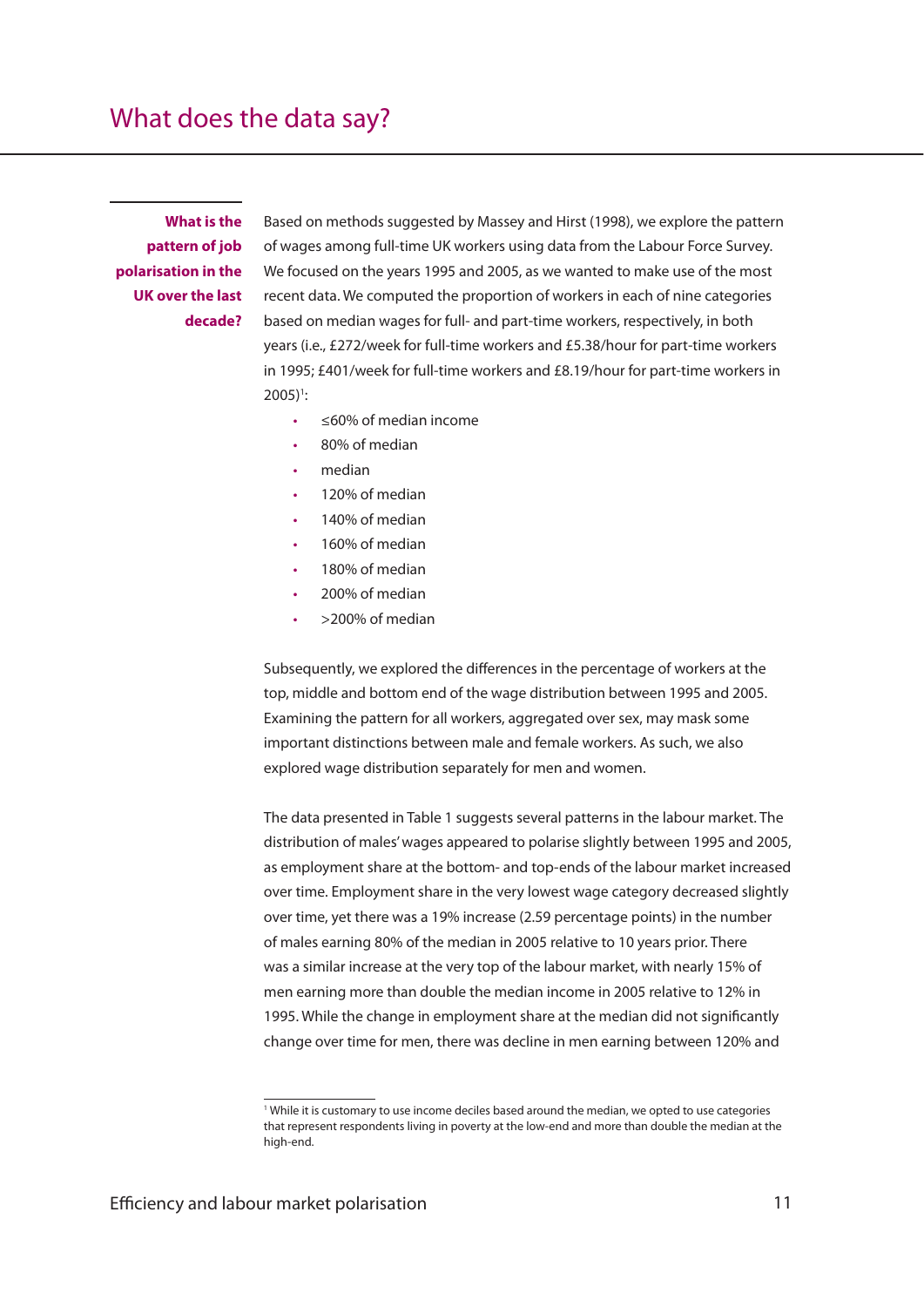## What does the data say?

**What is the pattern of job polarisation in the UK over the last decade?**

Based on methods suggested by Massey and Hirst (1998), we explore the pattern of wages among full-time UK workers using data from the Labour Force Survey. We focused on the years 1995 and 2005, as we wanted to make use of the most recent data. We computed the proportion of workers in each of nine categories based on median wages for full- and part-time workers, respectively, in both years (i.e., £272/week for full-time workers and £5.38/hour for part-time workers in 1995; £401/week for full-time workers and £8.19/hour for part-time workers in 2005)[1]:

- ≤60% of median income
- 80% of median
- median
- 120% of median
- 140% of median
- 160% of median
- 180% of median
- 200% of median
- >200% of median

Subsequently, we explored the differences in the percentage of workers at the top, middle and bottom end of the wage distribution between 1995 and 2005. Examining the pattern for all workers, aggregated over sex, may mask some important distinctions between male and female workers. As such, we also explored wage distribution separately for men and women.

The data presented in Table 1 suggests several patterns in the labour market. The distribution of males' wages appeared to polarise slightly between 1995 and 2005, as employment share at the bottom- and top-ends of the labour market increased over time. Employment share in the very lowest wage category decreased slightly over time, yet there was a 19% increase (2.59 percentage points) in the number of males earning 80% of the median in 2005 relative to 10 years prior. There was a similar increase at the very top of the labour market, with nearly 15% of men earning more than double the median income in 2005 relative to 12% in 1995. While the change in employment share at the median did not significantly change over time for men, there was decline in men earning between 120% and

[1] While it is customary to use income deciles based around the median, we opted to use categories that represent respondents living in poverty at the low-end and more than double the median at the high-end.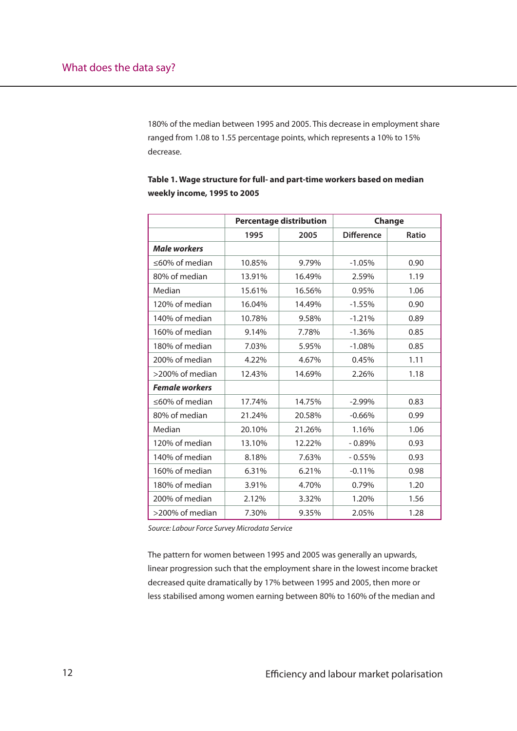180% of the median between 1995 and 2005. This decrease in employment share ranged from 1.08 to 1.55 percentage points, which represents a 10% to 15% decrease.

**Table 1. Wage structure for full- and part-time workers based on median weekly income, 1995 to 2005**

| | Percentage distribution | | Change | |
|---|---|---|---|---|
| | 1995 | 2005 | Difference | Ratio |
| ***Male workers*** | | | | |
| ≤60% of median | 10.85% | 9.79% | -1.05% | 0.90 |
| 80% of median | 13.91% | 16.49% | 2.59% | 1.19 |
| Median | 15.61% | 16.56% | 0.95% | 1.06 |
| 120% of median | 16.04% | 14.49% | -1.55% | 0.90 |
| 140% of median | 10.78% | 9.58% | -1.21% | 0.89 |
| 160% of median | 9.14% | 7.78% | -1.36% | 0.85 |
| 180% of median | 7.03% | 5.95% | -1.08% | 0.85 |
| 200% of median | 4.22% | 4.67% | 0.45% | 1.11 |
| >200% of median | 12.43% | 14.69% | 2.26% | 1.18 |
| ***Female workers*** | | | | |
| ≤60% of median | 17.74% | 14.75% | -2.99% | 0.83 |
| 80% of median | 21.24% | 20.58% | -0.66% | 0.99 |
| Median | 20.10% | 21.26% | 1.16% | 1.06 |
| 120% of median | 13.10% | 12.22% | - 0.89% | 0.93 |
| 140% of median | 8.18% | 7.63% | - 0.55% | 0.93 |
| 160% of median | 6.31% | 6.21% | -0.11% | 0.98 |
| 180% of median | 3.91% | 4.70% | 0.79% | 1.20 |
| 200% of median | 2.12% | 3.32% | 1.20% | 1.56 |
| >200% of median | 7.30% | 9.35% | 2.05% | 1.28 |

*Source: Labour Force Survey Microdata Service*

The pattern for women between 1995 and 2005 was generally an upwards, linear progression such that the employment share in the lowest income bracket decreased quite dramatically by 17% between 1995 and 2005, then more or less stabilised among women earning between 80% to 160% of the median and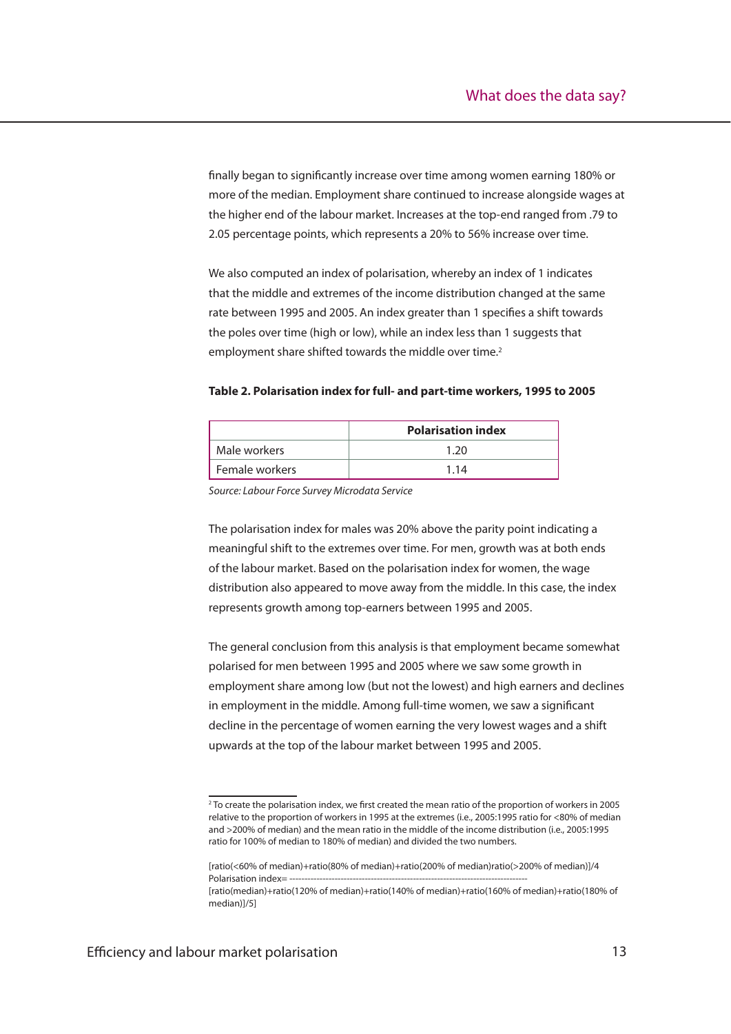finally began to significantly increase over time among women earning 180% or more of the median. Employment share continued to increase alongside wages at the higher end of the labour market. Increases at the top-end ranged from .79 to 2.05 percentage points, which represents a 20% to 56% increase over time.

We also computed an index of polarisation, whereby an index of 1 indicates that the middle and extremes of the income distribution changed at the same rate between 1995 and 2005. An index greater than 1 specifies a shift towards the poles over time (high or low), while an index less than 1 suggests that employment share shifted towards the middle over time.[2]

**Table 2. Polarisation index for full- and part-time workers, 1995 to 2005**

| | Polarisation index |
|---|---|
| Male workers | 1.20 |
| Female workers | 1.14 |

*Source: Labour Force Survey Microdata Service*

The polarisation index for males was 20% above the parity point indicating a meaningful shift to the extremes over time. For men, growth was at both ends of the labour market. Based on the polarisation index for women, the wage distribution also appeared to move away from the middle. In this case, the index represents growth among top-earners between 1995 and 2005.

The general conclusion from this analysis is that employment became somewhat polarised for men between 1995 and 2005 where we saw some growth in employment share among low (but not the lowest) and high earners and declines in employment in the middle. Among full-time women, we saw a significant decline in the percentage of women earning the very lowest wages and a shift upwards at the top of the labour market between 1995 and 2005.

---

[2] To create the polarisation index, we first created the mean ratio of the proportion of workers in 2005 relative to the proportion of workers in 1995 at the extremes (i.e., 2005:1995 ratio for <80% of median and >200% of median) and the mean ratio in the middle of the income distribution (i.e., 2005:1995 ratio for 100% of median to 180% of median) and divided the two numbers.

[ratio(<60% of median)+ratio(80% of median)+ratio(200% of median)ratio(>200% of median)]/4
Polarisation index= ------------------------------------------------------------------------------
[ratio(median)+ratio(120% of median)+ratio(140% of median)+ratio(160% of median)+ratio(180% of median)]/5]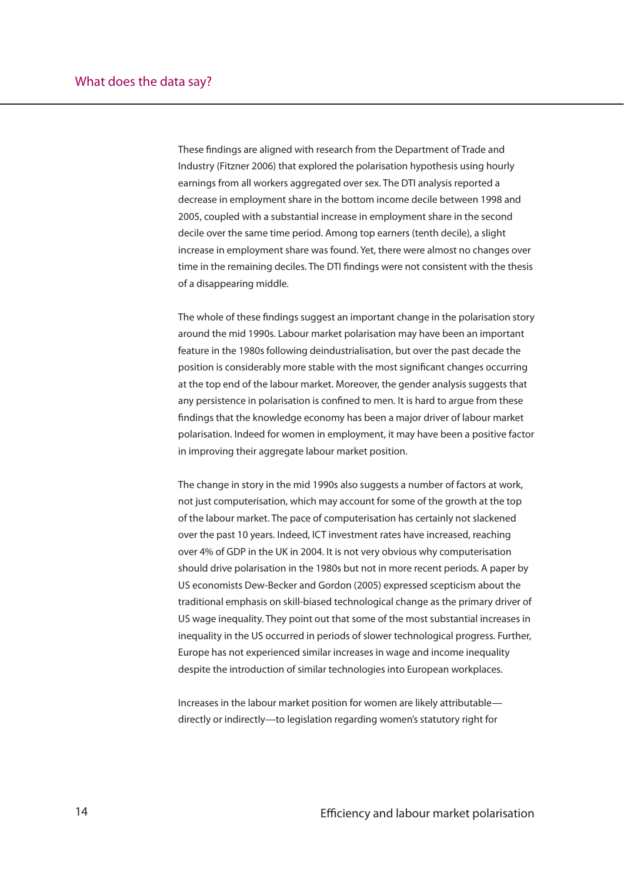These findings are aligned with research from the Department of Trade and Industry (Fitzner 2006) that explored the polarisation hypothesis using hourly earnings from all workers aggregated over sex. The DTI analysis reported a decrease in employment share in the bottom income decile between 1998 and 2005, coupled with a substantial increase in employment share in the second decile over the same time period. Among top earners (tenth decile), a slight increase in employment share was found. Yet, there were almost no changes over time in the remaining deciles. The DTI findings were not consistent with the thesis of a disappearing middle.

The whole of these findings suggest an important change in the polarisation story around the mid 1990s. Labour market polarisation may have been an important feature in the 1980s following deindustrialisation, but over the past decade the position is considerably more stable with the most significant changes occurring at the top end of the labour market. Moreover, the gender analysis suggests that any persistence in polarisation is confined to men. It is hard to argue from these findings that the knowledge economy has been a major driver of labour market polarisation. Indeed for women in employment, it may have been a positive factor in improving their aggregate labour market position.

The change in story in the mid 1990s also suggests a number of factors at work, not just computerisation, which may account for some of the growth at the top of the labour market. The pace of computerisation has certainly not slackened over the past 10 years. Indeed, ICT investment rates have increased, reaching over 4% of GDP in the UK in 2004. It is not very obvious why computerisation should drive polarisation in the 1980s but not in more recent periods. A paper by US economists Dew-Becker and Gordon (2005) expressed scepticism about the traditional emphasis on skill-biased technological change as the primary driver of US wage inequality. They point out that some of the most substantial increases in inequality in the US occurred in periods of slower technological progress. Further, Europe has not experienced similar increases in wage and income inequality despite the introduction of similar technologies into European workplaces.

Increases in the labour market position for women are likely attributable—directly or indirectly—to legislation regarding women's statutory right for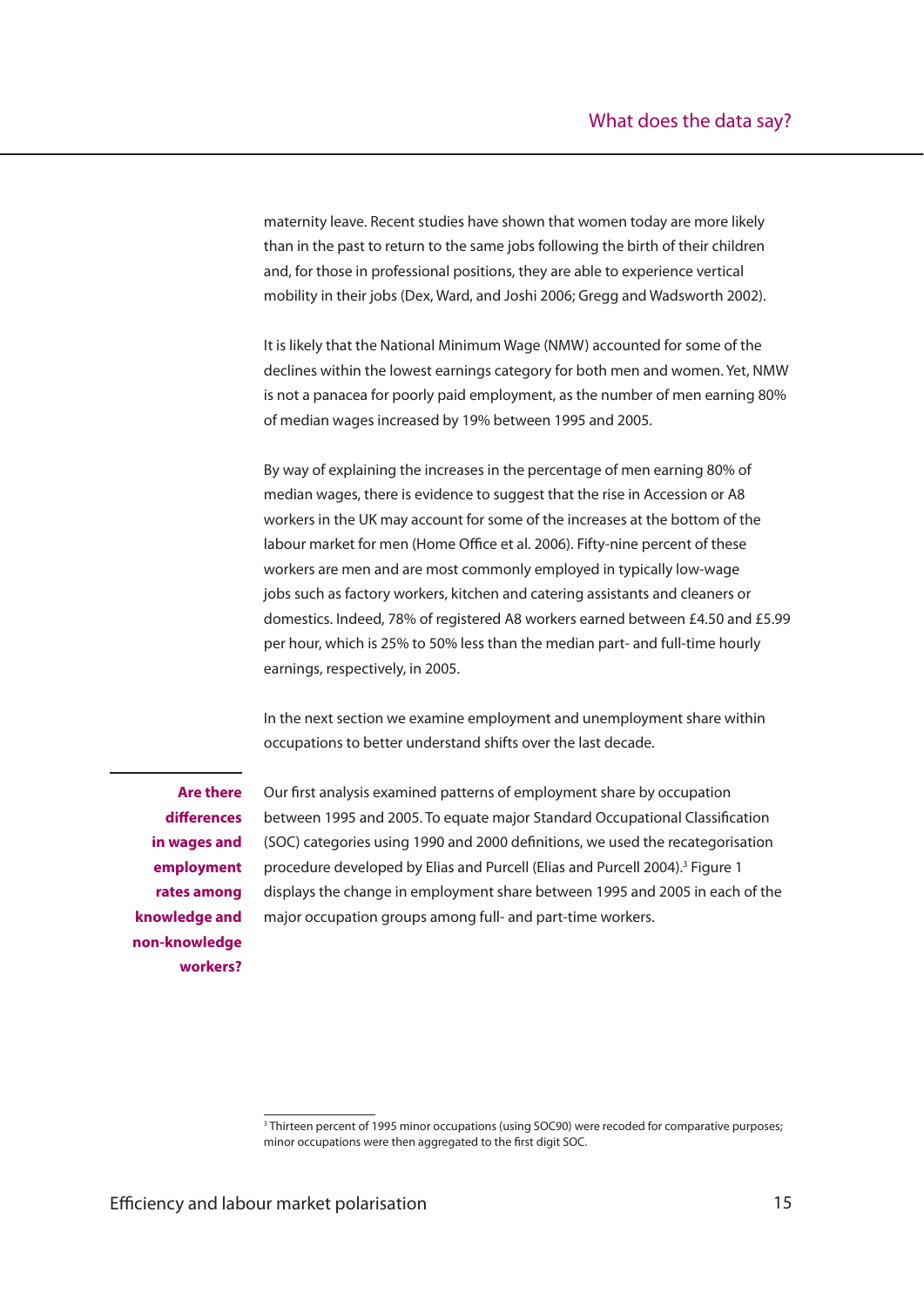maternity leave. Recent studies have shown that women today are more likely than in the past to return to the same jobs following the birth of their children and, for those in professional positions, they are able to experience vertical mobility in their jobs (Dex, Ward, and Joshi 2006; Gregg and Wadsworth 2002).

It is likely that the National Minimum Wage (NMW) accounted for some of the declines within the lowest earnings category for both men and women. Yet, NMW is not a panacea for poorly paid employment, as the number of men earning 80% of median wages increased by 19% between 1995 and 2005.

By way of explaining the increases in the percentage of men earning 80% of median wages, there is evidence to suggest that the rise in Accession or A8 workers in the UK may account for some of the increases at the bottom of the labour market for men (Home Office et al. 2006). Fifty-nine percent of these workers are men and are most commonly employed in typically low-wage jobs such as factory workers, kitchen and catering assistants and cleaners or domestics. Indeed, 78% of registered A8 workers earned between £4.50 and £5.99 per hour, which is 25% to 50% less than the median part- and full-time hourly earnings, respectively, in 2005.

In the next section we examine employment and unemployment share within occupations to better understand shifts over the last decade.

## Are there differences in wages and employment rates among knowledge and non-knowledge workers?

Our first analysis examined patterns of employment share by occupation between 1995 and 2005. To equate major Standard Occupational Classification (SOC) categories using 1990 and 2000 definitions, we used the recategorisation procedure developed by Elias and Purcell (Elias and Purcell 2004).[3] Figure 1 displays the change in employment share between 1995 and 2005 in each of the major occupation groups among full- and part-time workers.

[3] Thirteen percent of 1995 minor occupations (using SOC90) were recoded for comparative purposes; minor occupations were then aggregated to the first digit SOC.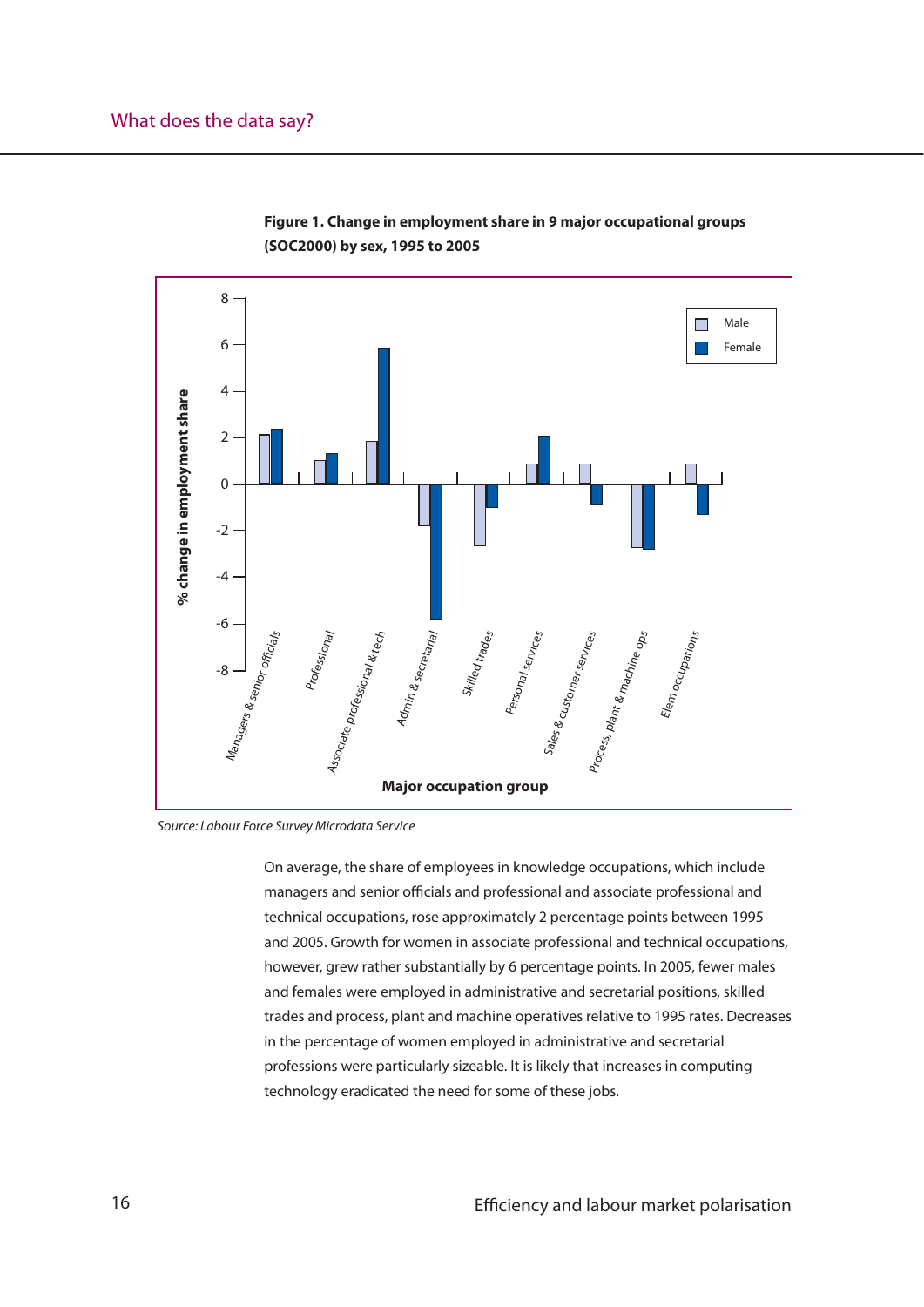## What does the data say?

**Figure 1. Change in employment share in 9 major occupational groups (SOC2000) by sex, 1995 to 2005**

*Source: Labour Force Survey Microdata Service*

On average, the share of employees in knowledge occupations, which include managers and senior officials and professional and associate professional and technical occupations, rose approximately 2 percentage points between 1995 and 2005. Growth for women in associate professional and technical occupations, however, grew rather substantially by 6 percentage points. In 2005, fewer males and females were employed in administrative and secretarial positions, skilled trades and process, plant and machine operatives relative to 1995 rates. Decreases in the percentage of women employed in administrative and secretarial professions were particularly sizeable. It is likely that increases in computing technology eradicated the need for some of these jobs.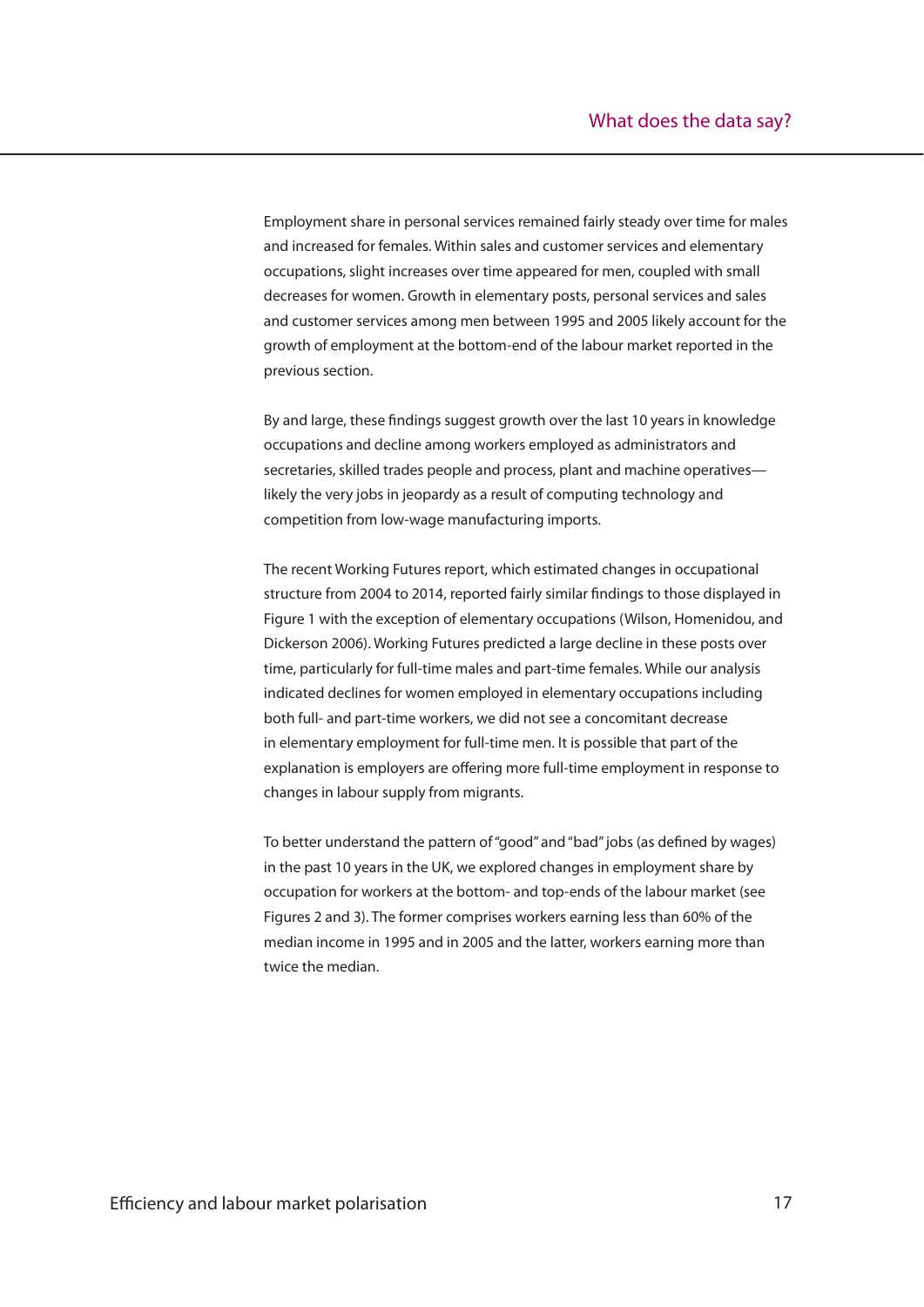Employment share in personal services remained fairly steady over time for males and increased for females. Within sales and customer services and elementary occupations, slight increases over time appeared for men, coupled with small decreases for women. Growth in elementary posts, personal services and sales and customer services among men between 1995 and 2005 likely account for the growth of employment at the bottom-end of the labour market reported in the previous section.

By and large, these findings suggest growth over the last 10 years in knowledge occupations and decline among workers employed as administrators and secretaries, skilled trades people and process, plant and machine operatives—likely the very jobs in jeopardy as a result of computing technology and competition from low-wage manufacturing imports.

The recent Working Futures report, which estimated changes in occupational structure from 2004 to 2014, reported fairly similar findings to those displayed in Figure 1 with the exception of elementary occupations (Wilson, Homenidou, and Dickerson 2006). Working Futures predicted a large decline in these posts over time, particularly for full-time males and part-time females. While our analysis indicated declines for women employed in elementary occupations including both full- and part-time workers, we did not see a concomitant decrease in elementary employment for full-time men. It is possible that part of the explanation is employers are offering more full-time employment in response to changes in labour supply from migrants.

To better understand the pattern of "good" and "bad" jobs (as defined by wages) in the past 10 years in the UK, we explored changes in employment share by occupation for workers at the bottom- and top-ends of the labour market (see Figures 2 and 3). The former comprises workers earning less than 60% of the median income in 1995 and in 2005 and the latter, workers earning more than twice the median.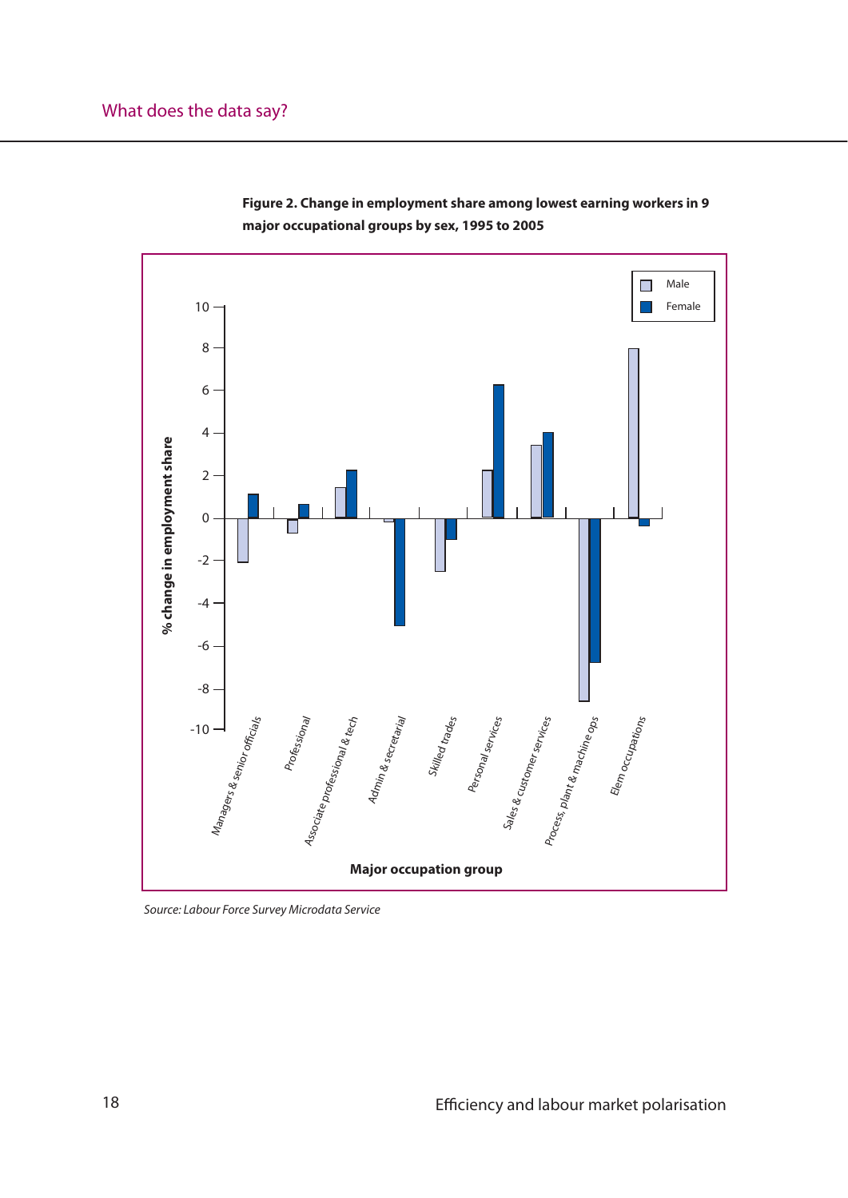**Figure 2. Change in employment share among lowest earning workers in 9 major occupational groups by sex, 1995 to 2005**

*Source: Labour Force Survey Microdata Service*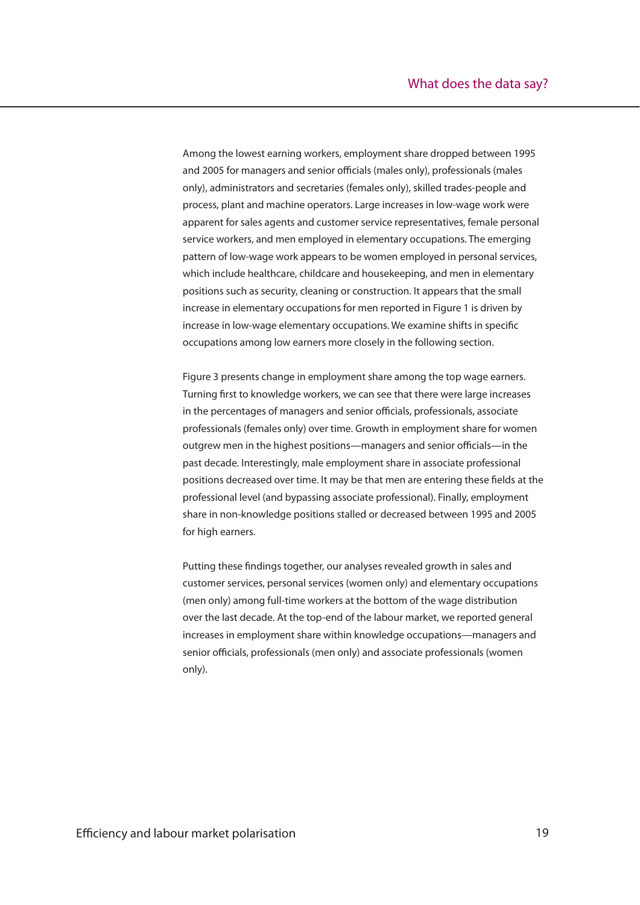Among the lowest earning workers, employment share dropped between 1995 and 2005 for managers and senior officials (males only), professionals (males only), administrators and secretaries (females only), skilled trades-people and process, plant and machine operators. Large increases in low-wage work were apparent for sales agents and customer service representatives, female personal service workers, and men employed in elementary occupations. The emerging pattern of low-wage work appears to be women employed in personal services, which include healthcare, childcare and housekeeping, and men in elementary positions such as security, cleaning or construction. It appears that the small increase in elementary occupations for men reported in Figure 1 is driven by increase in low-wage elementary occupations. We examine shifts in specific occupations among low earners more closely in the following section.

Figure 3 presents change in employment share among the top wage earners. Turning first to knowledge workers, we can see that there were large increases in the percentages of managers and senior officials, professionals, associate professionals (females only) over time. Growth in employment share for women outgrew men in the highest positions—managers and senior officials—in the past decade. Interestingly, male employment share in associate professional positions decreased over time. It may be that men are entering these fields at the professional level (and bypassing associate professional). Finally, employment share in non-knowledge positions stalled or decreased between 1995 and 2005 for high earners.

Putting these findings together, our analyses revealed growth in sales and customer services, personal services (women only) and elementary occupations (men only) among full-time workers at the bottom of the wage distribution over the last decade. At the top-end of the labour market, we reported general increases in employment share within knowledge occupations—managers and senior officials, professionals (men only) and associate professionals (women only).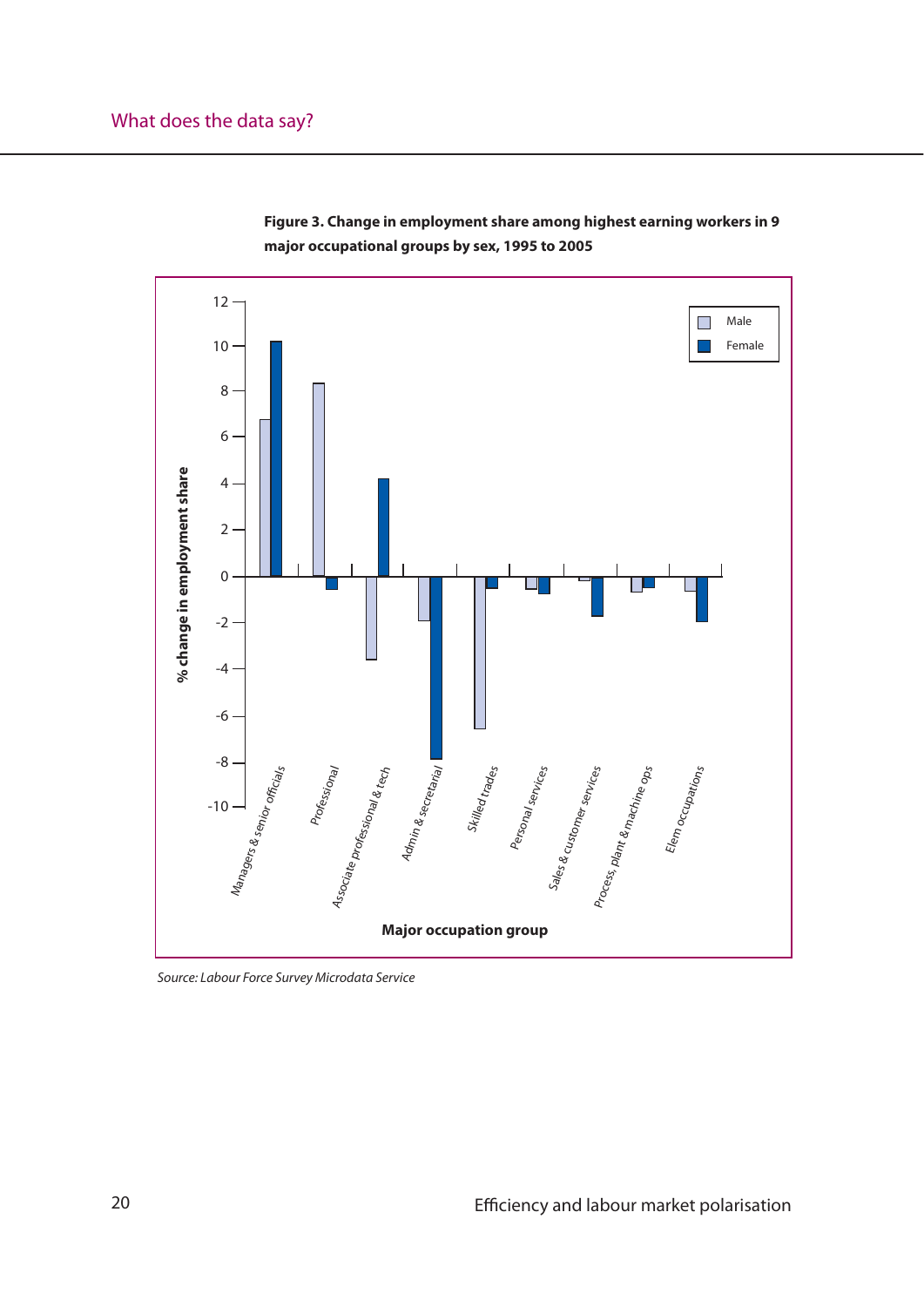## What does the data say?

**Figure 3. Change in employment share among highest earning workers in 9 major occupational groups by sex, 1995 to 2005**

*Source: Labour Force Survey Microdata Service*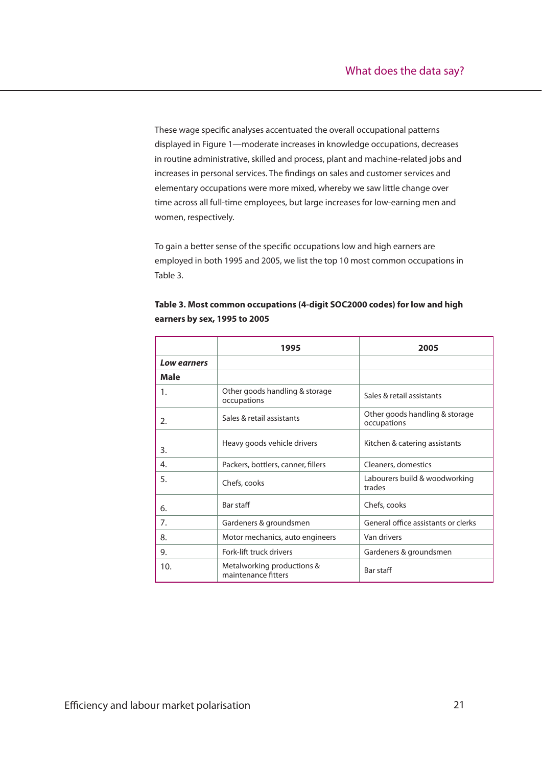These wage specific analyses accentuated the overall occupational patterns displayed in Figure 1—moderate increases in knowledge occupations, decreases in routine administrative, skilled and process, plant and machine-related jobs and increases in personal services. The findings on sales and customer services and elementary occupations were more mixed, whereby we saw little change over time across all full-time employees, but large increases for low-earning men and women, respectively.

To gain a better sense of the specific occupations low and high earners are employed in both 1995 and 2005, we list the top 10 most common occupations in Table 3.

**Table 3. Most common occupations (4-digit SOC2000 codes) for low and high earners by sex, 1995 to 2005**

| | 1995 | 2005 |
|---|---|---|
| ***Low earners*** | | |
| **Male** | | |
| 1. | Other goods handling & storage occupations | Sales & retail assistants |
| 2. | Sales & retail assistants | Other goods handling & storage occupations |
| 3. | Heavy goods vehicle drivers | Kitchen & catering assistants |
| 4. | Packers, bottlers, canner, fillers | Cleaners, domestics |
| 5. | Chefs, cooks | Labourers build & woodworking trades |
| 6. | Bar staff | Chefs, cooks |
| 7. | Gardeners & groundsmen | General office assistants or clerks |
| 8. | Motor mechanics, auto engineers | Van drivers |
| 9. | Fork-lift truck drivers | Gardeners & groundsmen |
| 10. | Metalworking productions & maintenance fitters | Bar staff |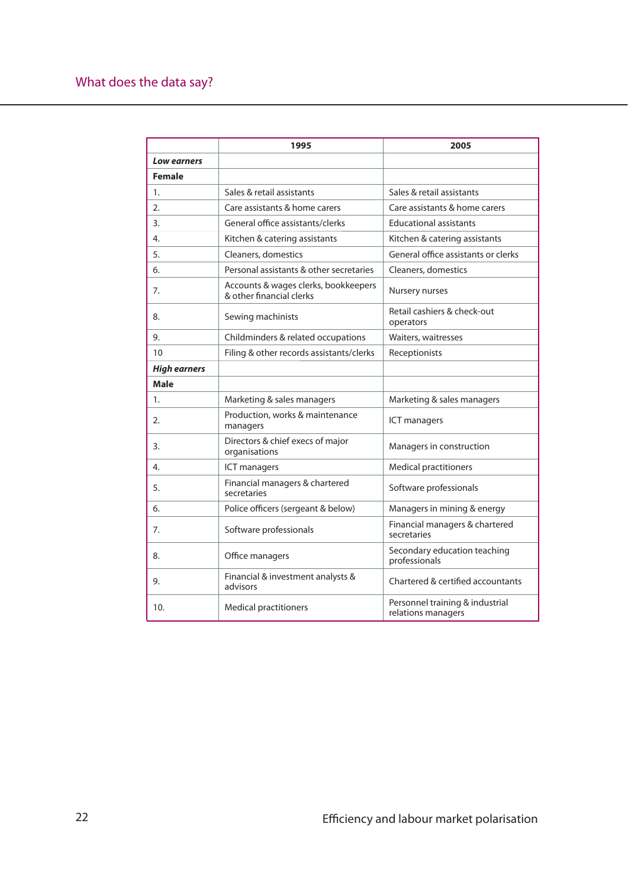| | 1995 | 2005 |
|---|---|---|
| ***Low earners*** | | |
| **Female** | | |
| 1. | Sales & retail assistants | Sales & retail assistants |
| 2. | Care assistants & home carers | Care assistants & home carers |
| 3. | General office assistants/clerks | Educational assistants |
| 4. | Kitchen & catering assistants | Kitchen & catering assistants |
| 5. | Cleaners, domestics | General office assistants or clerks |
| 6. | Personal assistants & other secretaries | Cleaners, domestics |
| 7. | Accounts & wages clerks, bookkeepers & other financial clerks | Nursery nurses |
| 8. | Sewing machinists | Retail cashiers & check-out operators |
| 9. | Childminders & related occupations | Waiters, waitresses |
| 10 | Filing & other records assistants/clerks | Receptionists |
| ***High earners*** | | |
| **Male** | | |
| 1. | Marketing & sales managers | Marketing & sales managers |
| 2. | Production, works & maintenance managers | ICT managers |
| 3. | Directors & chief execs of major organisations | Managers in construction |
| 4. | ICT managers | Medical practitioners |
| 5. | Financial managers & chartered secretaries | Software professionals |
| 6. | Police officers (sergeant & below) | Managers in mining & energy |
| 7. | Software professionals | Financial managers & chartered secretaries |
| 8. | Office managers | Secondary education teaching professionals |
| 9. | Financial & investment analysts & advisors | Chartered & certified accountants |
| 10. | Medical practitioners | Personnel training & industrial relations managers |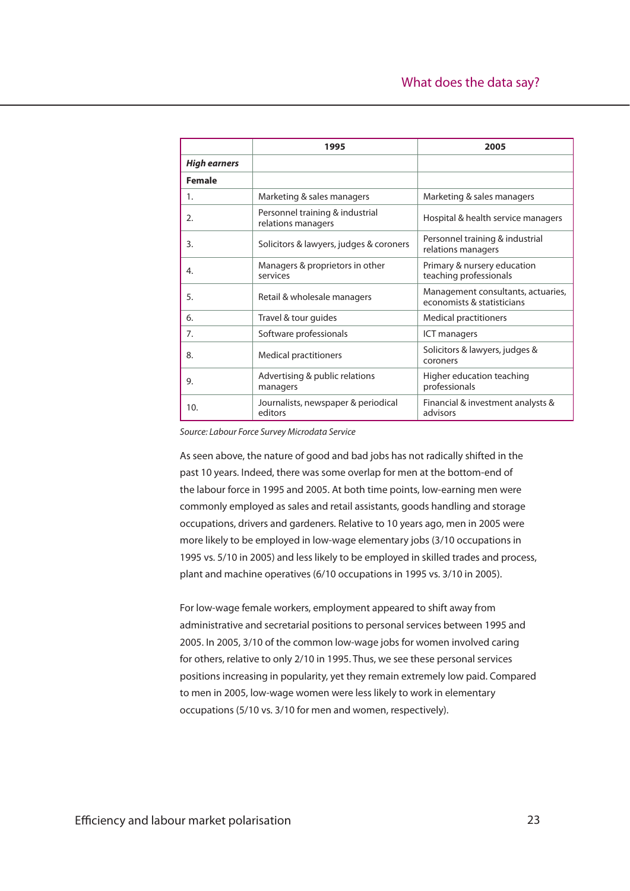| | 1995 | 2005 |
|---|---|---|
| ***High earners*** | | |
| **Female** | | |
| 1. | Marketing & sales managers | Marketing & sales managers |
| 2. | Personnel training & industrial relations managers | Hospital & health service managers |
| 3. | Solicitors & lawyers, judges & coroners | Personnel training & industrial relations managers |
| 4. | Managers & proprietors in other services | Primary & nursery education teaching professionals |
| 5. | Retail & wholesale managers | Management consultants, actuaries, economists & statisticians |
| 6. | Travel & tour guides | Medical practitioners |
| 7. | Software professionals | ICT managers |
| 8. | Medical practitioners | Solicitors & lawyers, judges & coroners |
| 9. | Advertising & public relations managers | Higher education teaching professionals |
| 10. | Journalists, newspaper & periodical editors | Financial & investment analysts & advisors |

*Source: Labour Force Survey Microdata Service*

As seen above, the nature of good and bad jobs has not radically shifted in the past 10 years. Indeed, there was some overlap for men at the bottom-end of the labour force in 1995 and 2005. At both time points, low-earning men were commonly employed as sales and retail assistants, goods handling and storage occupations, drivers and gardeners. Relative to 10 years ago, men in 2005 were more likely to be employed in low-wage elementary jobs (3/10 occupations in 1995 vs. 5/10 in 2005) and less likely to be employed in skilled trades and process, plant and machine operatives (6/10 occupations in 1995 vs. 3/10 in 2005).

For low-wage female workers, employment appeared to shift away from administrative and secretarial positions to personal services between 1995 and 2005. In 2005, 3/10 of the common low-wage jobs for women involved caring for others, relative to only 2/10 in 1995. Thus, we see these personal services positions increasing in popularity, yet they remain extremely low paid. Compared to men in 2005, low-wage women were less likely to work in elementary occupations (5/10 vs. 3/10 for men and women, respectively).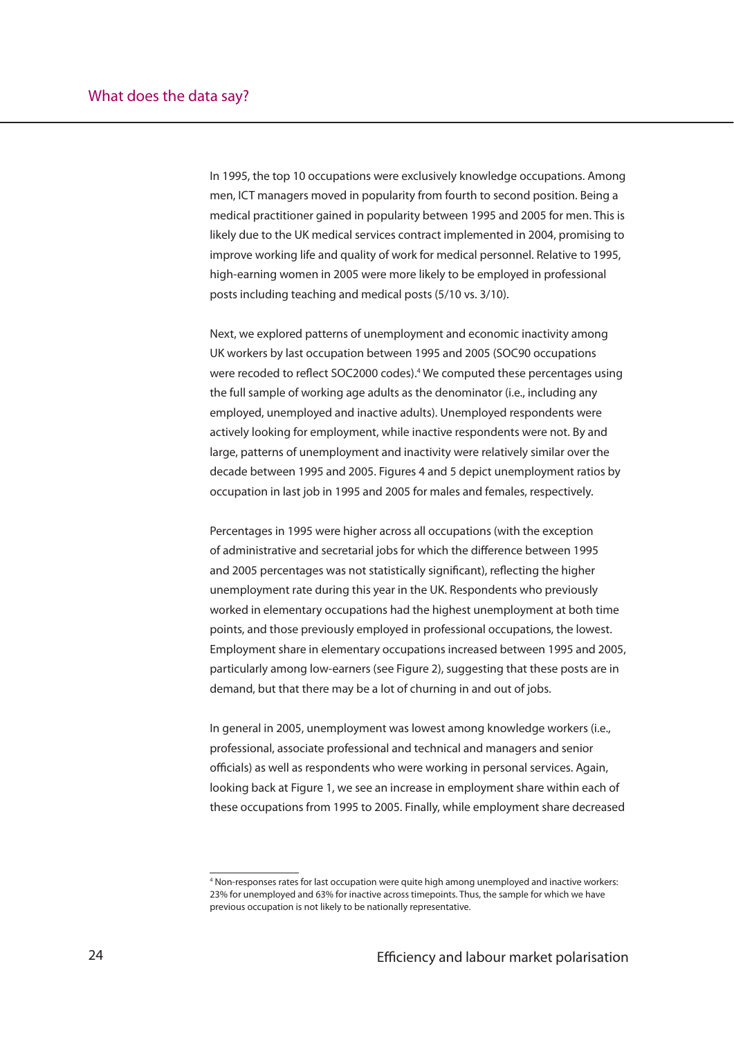In 1995, the top 10 occupations were exclusively knowledge occupations. Among men, ICT managers moved in popularity from fourth to second position. Being a medical practitioner gained in popularity between 1995 and 2005 for men. This is likely due to the UK medical services contract implemented in 2004, promising to improve working life and quality of work for medical personnel. Relative to 1995, high-earning women in 2005 were more likely to be employed in professional posts including teaching and medical posts (5/10 vs. 3/10).

Next, we explored patterns of unemployment and economic inactivity among UK workers by last occupation between 1995 and 2005 (SOC90 occupations were recoded to reflect SOC2000 codes).[4] We computed these percentages using the full sample of working age adults as the denominator (i.e., including any employed, unemployed and inactive adults). Unemployed respondents were actively looking for employment, while inactive respondents were not. By and large, patterns of unemployment and inactivity were relatively similar over the decade between 1995 and 2005. Figures 4 and 5 depict unemployment ratios by occupation in last job in 1995 and 2005 for males and females, respectively.

Percentages in 1995 were higher across all occupations (with the exception of administrative and secretarial jobs for which the difference between 1995 and 2005 percentages was not statistically significant), reflecting the higher unemployment rate during this year in the UK. Respondents who previously worked in elementary occupations had the highest unemployment at both time points, and those previously employed in professional occupations, the lowest. Employment share in elementary occupations increased between 1995 and 2005, particularly among low-earners (see Figure 2), suggesting that these posts are in demand, but that there may be a lot of churning in and out of jobs.

In general in 2005, unemployment was lowest among knowledge workers (i.e., professional, associate professional and technical and managers and senior officials) as well as respondents who were working in personal services. Again, looking back at Figure 1, we see an increase in employment share within each of these occupations from 1995 to 2005. Finally, while employment share decreased

[4] Non-responses rates for last occupation were quite high among unemployed and inactive workers: 23% for unemployed and 63% for inactive across timepoints. Thus, the sample for which we have previous occupation is not likely to be nationally representative.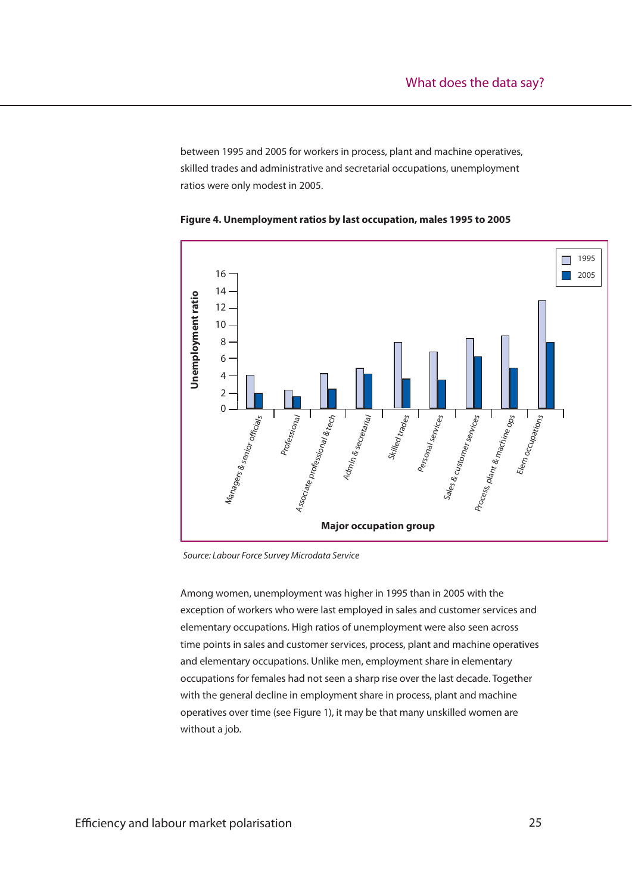between 1995 and 2005 for workers in process, plant and machine operatives, skilled trades and administrative and secretarial occupations, unemployment ratios were only modest in 2005.

**Figure 4. Unemployment ratios by last occupation, males 1995 to 2005**

*Source: Labour Force Survey Microdata Service*

Among women, unemployment was higher in 1995 than in 2005 with the exception of workers who were last employed in sales and customer services and elementary occupations. High ratios of unemployment were also seen across time points in sales and customer services, process, plant and machine operatives and elementary occupations. Unlike men, employment share in elementary occupations for females had not seen a sharp rise over the last decade. Together with the general decline in employment share in process, plant and machine operatives over time (see Figure 1), it may be that many unskilled women are without a job.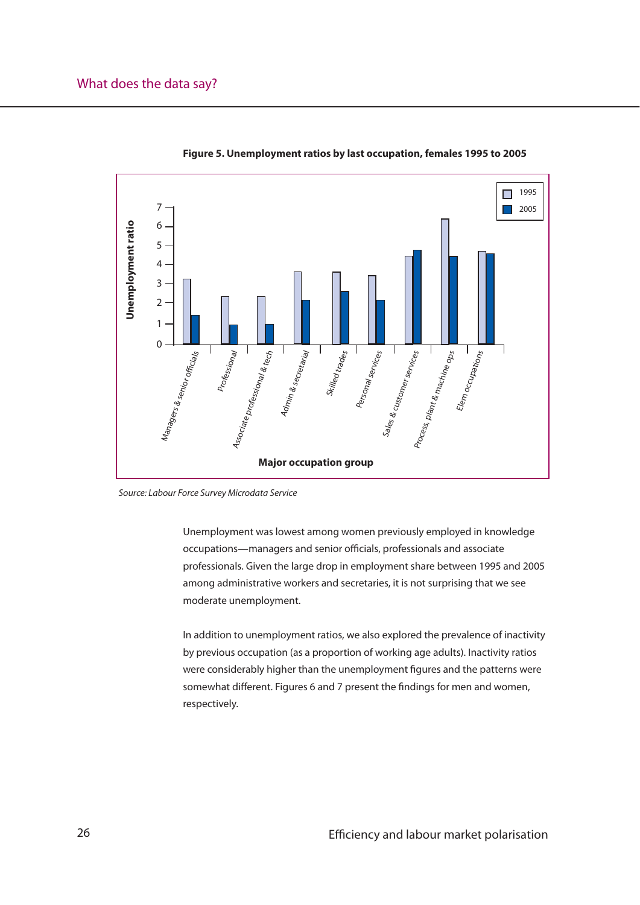**Figure 5. Unemployment ratios by last occupation, females 1995 to 2005**

*Source: Labour Force Survey Microdata Service*

Unemployment was lowest among women previously employed in knowledge occupations—managers and senior officials, professionals and associate professionals. Given the large drop in employment share between 1995 and 2005 among administrative workers and secretaries, it is not surprising that we see moderate unemployment.

In addition to unemployment ratios, we also explored the prevalence of inactivity by previous occupation (as a proportion of working age adults). Inactivity ratios were considerably higher than the unemployment figures and the patterns were somewhat different. Figures 6 and 7 present the findings for men and women, respectively.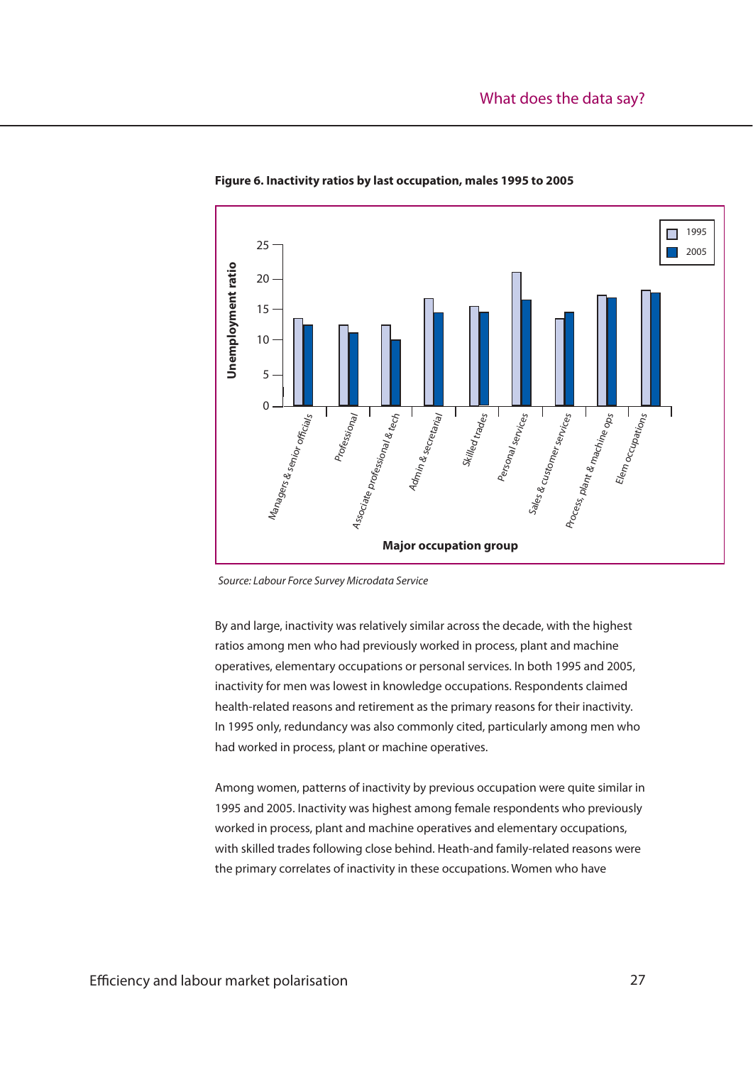**Figure 6. Inactivity ratios by last occupation, males 1995 to 2005**

*Source: Labour Force Survey Microdata Service*

By and large, inactivity was relatively similar across the decade, with the highest ratios among men who had previously worked in process, plant and machine operatives, elementary occupations or personal services. In both 1995 and 2005, inactivity for men was lowest in knowledge occupations. Respondents claimed health-related reasons and retirement as the primary reasons for their inactivity. In 1995 only, redundancy was also commonly cited, particularly among men who had worked in process, plant or machine operatives.

Among women, patterns of inactivity by previous occupation were quite similar in 1995 and 2005. Inactivity was highest among female respondents who previously worked in process, plant and machine operatives and elementary occupations, with skilled trades following close behind. Heath-and family-related reasons were the primary correlates of inactivity in these occupations. Women who have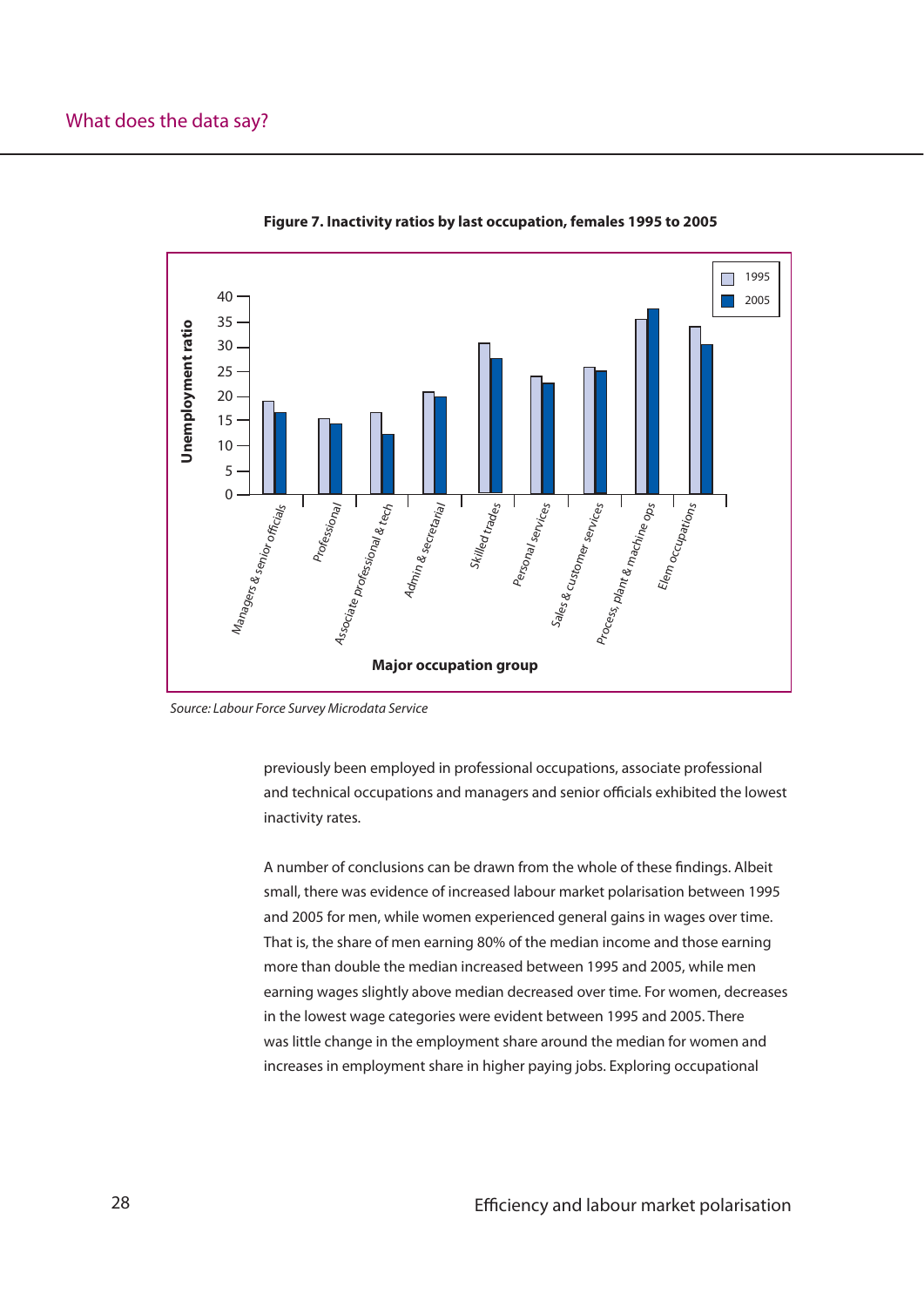**Figure 7. Inactivity ratios by last occupation, females 1995 to 2005**

*Source: Labour Force Survey Microdata Service*

previously been employed in professional occupations, associate professional and technical occupations and managers and senior officials exhibited the lowest inactivity rates.

A number of conclusions can be drawn from the whole of these findings. Albeit small, there was evidence of increased labour market polarisation between 1995 and 2005 for men, while women experienced general gains in wages over time. That is, the share of men earning 80% of the median income and those earning more than double the median increased between 1995 and 2005, while men earning wages slightly above median decreased over time. For women, decreases in the lowest wage categories were evident between 1995 and 2005. There was little change in the employment share around the median for women and increases in employment share in higher paying jobs. Exploring occupational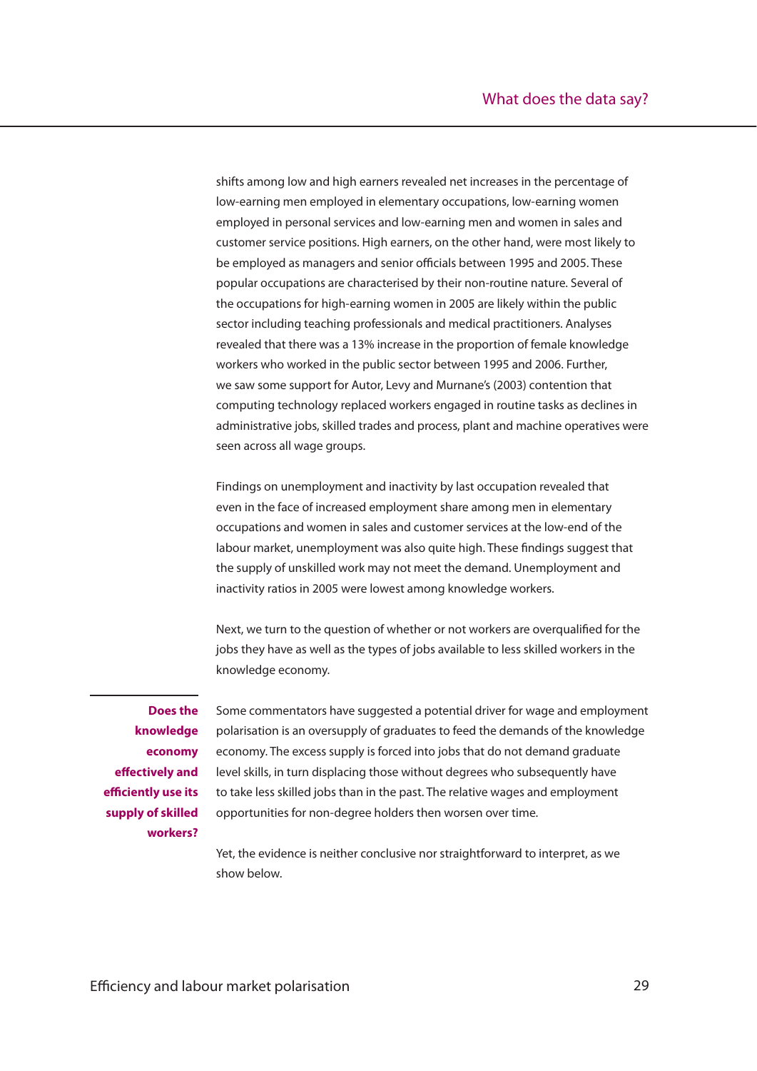shifts among low and high earners revealed net increases in the percentage of low-earning men employed in elementary occupations, low-earning women employed in personal services and low-earning men and women in sales and customer service positions. High earners, on the other hand, were most likely to be employed as managers and senior officials between 1995 and 2005. These popular occupations are characterised by their non-routine nature. Several of the occupations for high-earning women in 2005 are likely within the public sector including teaching professionals and medical practitioners. Analyses revealed that there was a 13% increase in the proportion of female knowledge workers who worked in the public sector between 1995 and 2006. Further, we saw some support for Autor, Levy and Murnane's (2003) contention that computing technology replaced workers engaged in routine tasks as declines in administrative jobs, skilled trades and process, plant and machine operatives were seen across all wage groups.

Findings on unemployment and inactivity by last occupation revealed that even in the face of increased employment share among men in elementary occupations and women in sales and customer services at the low-end of the labour market, unemployment was also quite high. These findings suggest that the supply of unskilled work may not meet the demand. Unemployment and inactivity ratios in 2005 were lowest among knowledge workers.

Next, we turn to the question of whether or not workers are overqualified for the jobs they have as well as the types of jobs available to less skilled workers in the knowledge economy.

## Does the knowledge economy effectively and efficiently use its supply of skilled workers?

Some commentators have suggested a potential driver for wage and employment polarisation is an oversupply of graduates to feed the demands of the knowledge economy. The excess supply is forced into jobs that do not demand graduate level skills, in turn displacing those without degrees who subsequently have to take less skilled jobs than in the past. The relative wages and employment opportunities for non-degree holders then worsen over time.

Yet, the evidence is neither conclusive nor straightforward to interpret, as we show below.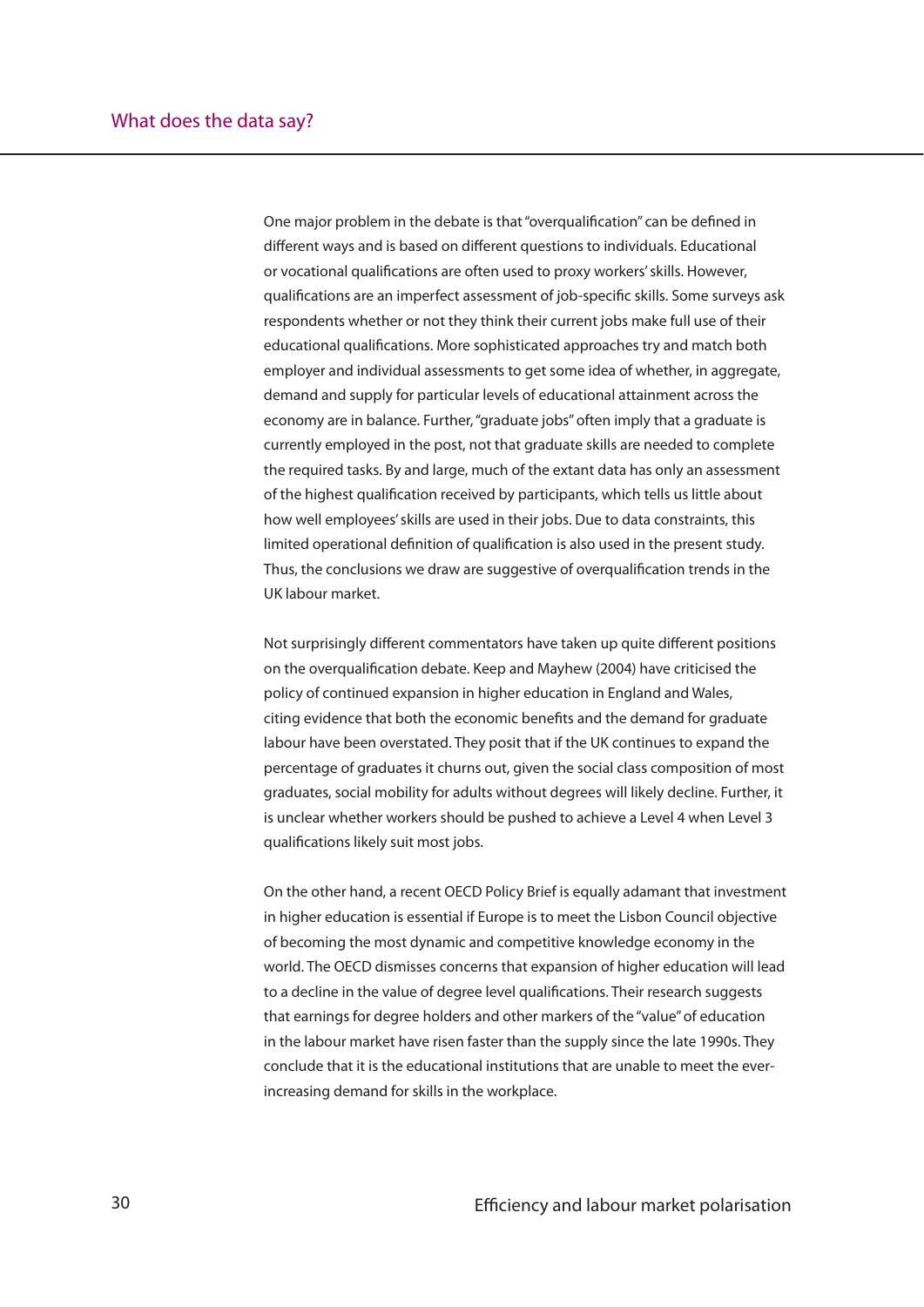One major problem in the debate is that "overqualification" can be defined in different ways and is based on different questions to individuals. Educational or vocational qualifications are often used to proxy workers' skills. However, qualifications are an imperfect assessment of job-specific skills. Some surveys ask respondents whether or not they think their current jobs make full use of their educational qualifications. More sophisticated approaches try and match both employer and individual assessments to get some idea of whether, in aggregate, demand and supply for particular levels of educational attainment across the economy are in balance. Further, "graduate jobs" often imply that a graduate is currently employed in the post, not that graduate skills are needed to complete the required tasks. By and large, much of the extant data has only an assessment of the highest qualification received by participants, which tells us little about how well employees' skills are used in their jobs. Due to data constraints, this limited operational definition of qualification is also used in the present study. Thus, the conclusions we draw are suggestive of overqualification trends in the UK labour market.

Not surprisingly different commentators have taken up quite different positions on the overqualification debate. Keep and Mayhew (2004) have criticised the policy of continued expansion in higher education in England and Wales, citing evidence that both the economic benefits and the demand for graduate labour have been overstated. They posit that if the UK continues to expand the percentage of graduates it churns out, given the social class composition of most graduates, social mobility for adults without degrees will likely decline. Further, it is unclear whether workers should be pushed to achieve a Level 4 when Level 3 qualifications likely suit most jobs.

On the other hand, a recent OECD Policy Brief is equally adamant that investment in higher education is essential if Europe is to meet the Lisbon Council objective of becoming the most dynamic and competitive knowledge economy in the world. The OECD dismisses concerns that expansion of higher education will lead to a decline in the value of degree level qualifications. Their research suggests that earnings for degree holders and other markers of the "value" of education in the labour market have risen faster than the supply since the late 1990s. They conclude that it is the educational institutions that are unable to meet the ever-increasing demand for skills in the workplace.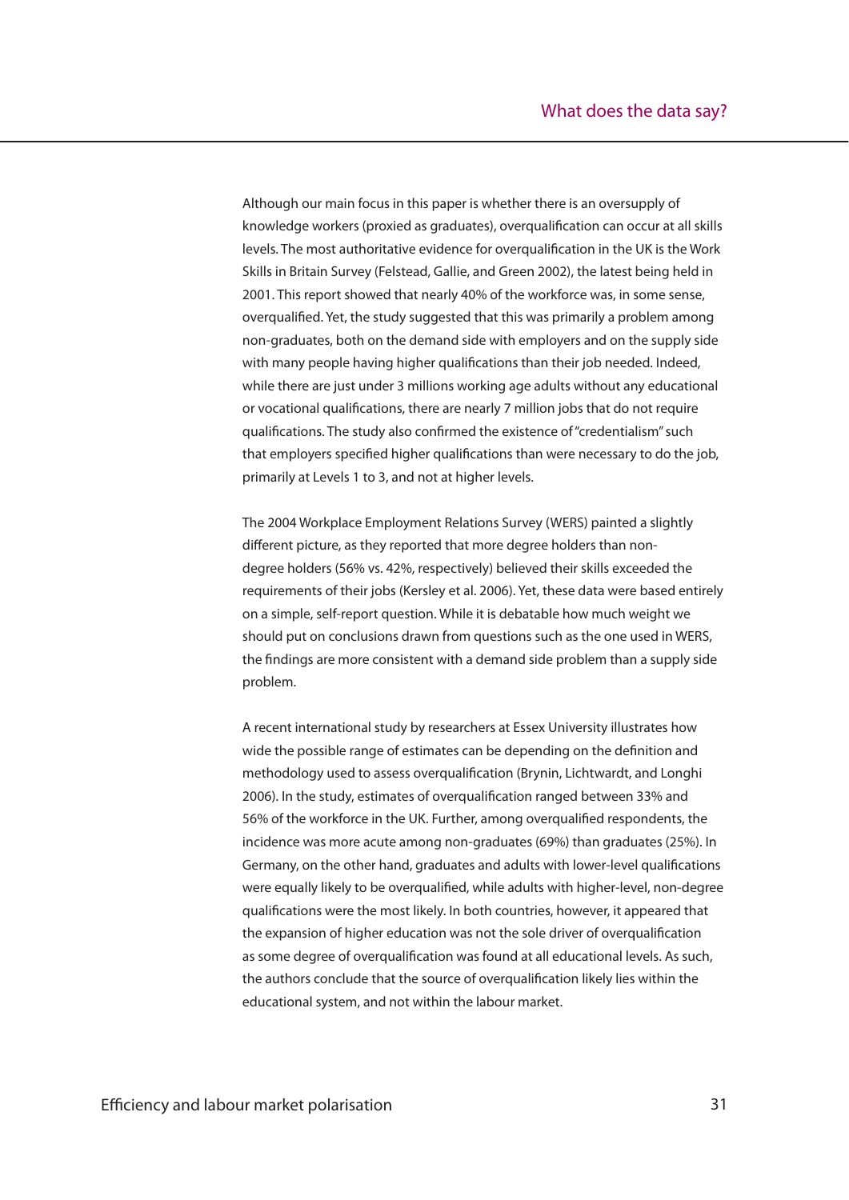Although our main focus in this paper is whether there is an oversupply of knowledge workers (proxied as graduates), overqualification can occur at all skills levels. The most authoritative evidence for overqualification in the UK is the Work Skills in Britain Survey (Felstead, Gallie, and Green 2002), the latest being held in 2001. This report showed that nearly 40% of the workforce was, in some sense, overqualified. Yet, the study suggested that this was primarily a problem among non-graduates, both on the demand side with employers and on the supply side with many people having higher qualifications than their job needed. Indeed, while there are just under 3 millions working age adults without any educational or vocational qualifications, there are nearly 7 million jobs that do not require qualifications. The study also confirmed the existence of "credentialism" such that employers specified higher qualifications than were necessary to do the job, primarily at Levels 1 to 3, and not at higher levels.

The 2004 Workplace Employment Relations Survey (WERS) painted a slightly different picture, as they reported that more degree holders than non-degree holders (56% vs. 42%, respectively) believed their skills exceeded the requirements of their jobs (Kersley et al. 2006). Yet, these data were based entirely on a simple, self-report question. While it is debatable how much weight we should put on conclusions drawn from questions such as the one used in WERS, the findings are more consistent with a demand side problem than a supply side problem.

A recent international study by researchers at Essex University illustrates how wide the possible range of estimates can be depending on the definition and methodology used to assess overqualification (Brynin, Lichtwardt, and Longhi 2006). In the study, estimates of overqualification ranged between 33% and 56% of the workforce in the UK. Further, among overqualified respondents, the incidence was more acute among non-graduates (69%) than graduates (25%). In Germany, on the other hand, graduates and adults with lower-level qualifications were equally likely to be overqualified, while adults with higher-level, non-degree qualifications were the most likely. In both countries, however, it appeared that the expansion of higher education was not the sole driver of overqualification as some degree of overqualification was found at all educational levels. As such, the authors conclude that the source of overqualification likely lies within the educational system, and not within the labour market.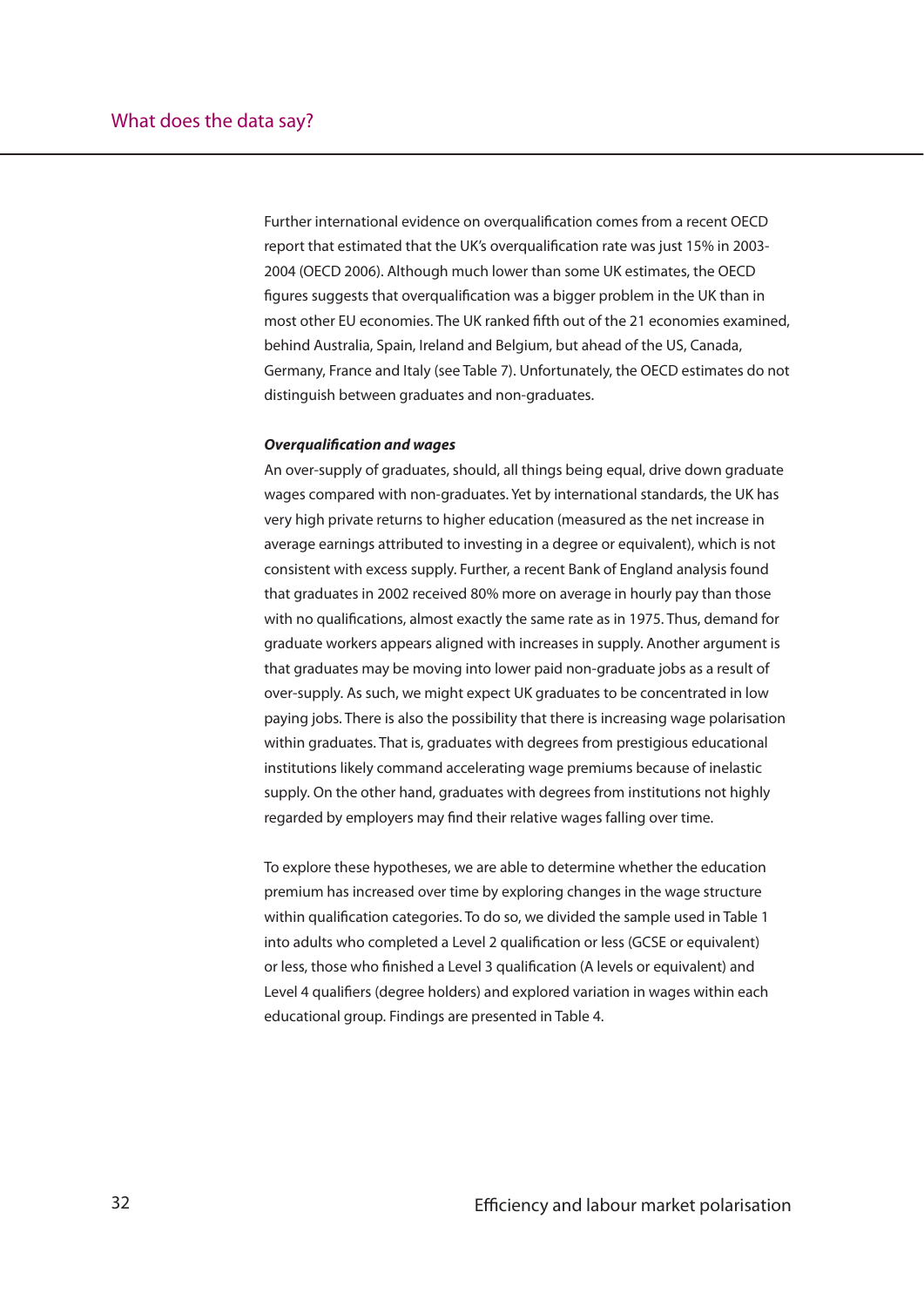Further international evidence on overqualification comes from a recent OECD report that estimated that the UK's overqualification rate was just 15% in 2003-2004 (OECD 2006). Although much lower than some UK estimates, the OECD figures suggests that overqualification was a bigger problem in the UK than in most other EU economies. The UK ranked fifth out of the 21 economies examined, behind Australia, Spain, Ireland and Belgium, but ahead of the US, Canada, Germany, France and Italy (see Table 7). Unfortunately, the OECD estimates do not distinguish between graduates and non-graduates.

***Overqualification and wages***

An over-supply of graduates, should, all things being equal, drive down graduate wages compared with non-graduates. Yet by international standards, the UK has very high private returns to higher education (measured as the net increase in average earnings attributed to investing in a degree or equivalent), which is not consistent with excess supply. Further, a recent Bank of England analysis found that graduates in 2002 received 80% more on average in hourly pay than those with no qualifications, almost exactly the same rate as in 1975. Thus, demand for graduate workers appears aligned with increases in supply. Another argument is that graduates may be moving into lower paid non-graduate jobs as a result of over-supply. As such, we might expect UK graduates to be concentrated in low paying jobs. There is also the possibility that there is increasing wage polarisation within graduates. That is, graduates with degrees from prestigious educational institutions likely command accelerating wage premiums because of inelastic supply. On the other hand, graduates with degrees from institutions not highly regarded by employers may find their relative wages falling over time.

To explore these hypotheses, we are able to determine whether the education premium has increased over time by exploring changes in the wage structure within qualification categories. To do so, we divided the sample used in Table 1 into adults who completed a Level 2 qualification or less (GCSE or equivalent) or less, those who finished a Level 3 qualification (A levels or equivalent) and Level 4 qualifiers (degree holders) and explored variation in wages within each educational group. Findings are presented in Table 4.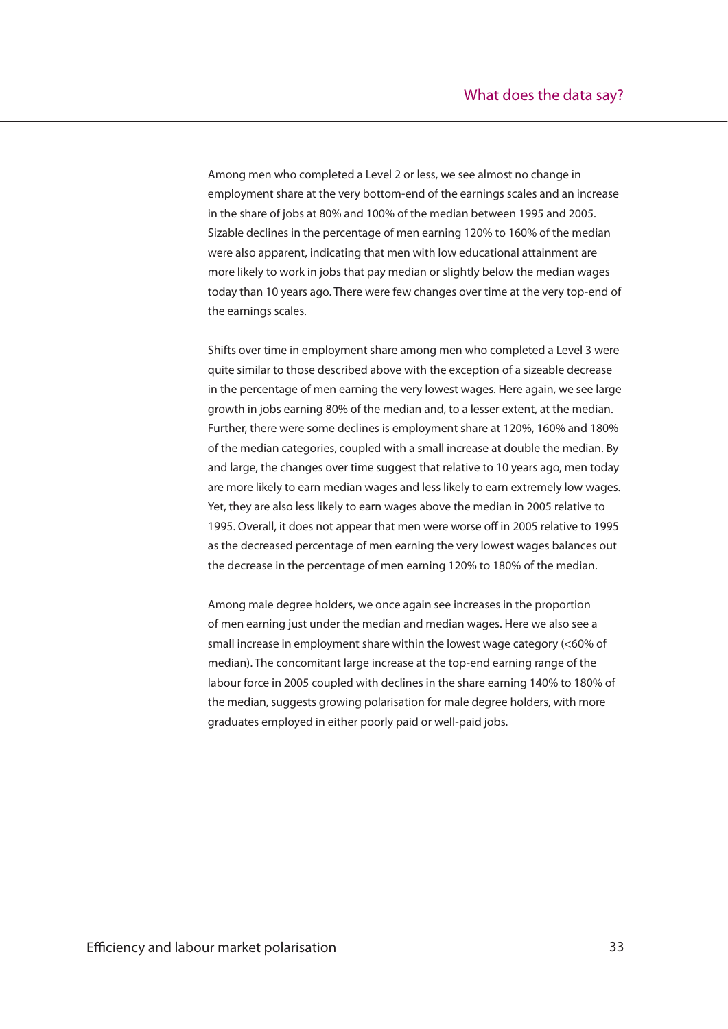Among men who completed a Level 2 or less, we see almost no change in employment share at the very bottom-end of the earnings scales and an increase in the share of jobs at 80% and 100% of the median between 1995 and 2005. Sizable declines in the percentage of men earning 120% to 160% of the median were also apparent, indicating that men with low educational attainment are more likely to work in jobs that pay median or slightly below the median wages today than 10 years ago. There were few changes over time at the very top-end of the earnings scales.

Shifts over time in employment share among men who completed a Level 3 were quite similar to those described above with the exception of a sizeable decrease in the percentage of men earning the very lowest wages. Here again, we see large growth in jobs earning 80% of the median and, to a lesser extent, at the median. Further, there were some declines is employment share at 120%, 160% and 180% of the median categories, coupled with a small increase at double the median. By and large, the changes over time suggest that relative to 10 years ago, men today are more likely to earn median wages and less likely to earn extremely low wages. Yet, they are also less likely to earn wages above the median in 2005 relative to 1995. Overall, it does not appear that men were worse off in 2005 relative to 1995 as the decreased percentage of men earning the very lowest wages balances out the decrease in the percentage of men earning 120% to 180% of the median.

Among male degree holders, we once again see increases in the proportion of men earning just under the median and median wages. Here we also see a small increase in employment share within the lowest wage category (<60% of median). The concomitant large increase at the top-end earning range of the labour force in 2005 coupled with declines in the share earning 140% to 180% of the median, suggests growing polarisation for male degree holders, with more graduates employed in either poorly paid or well-paid jobs.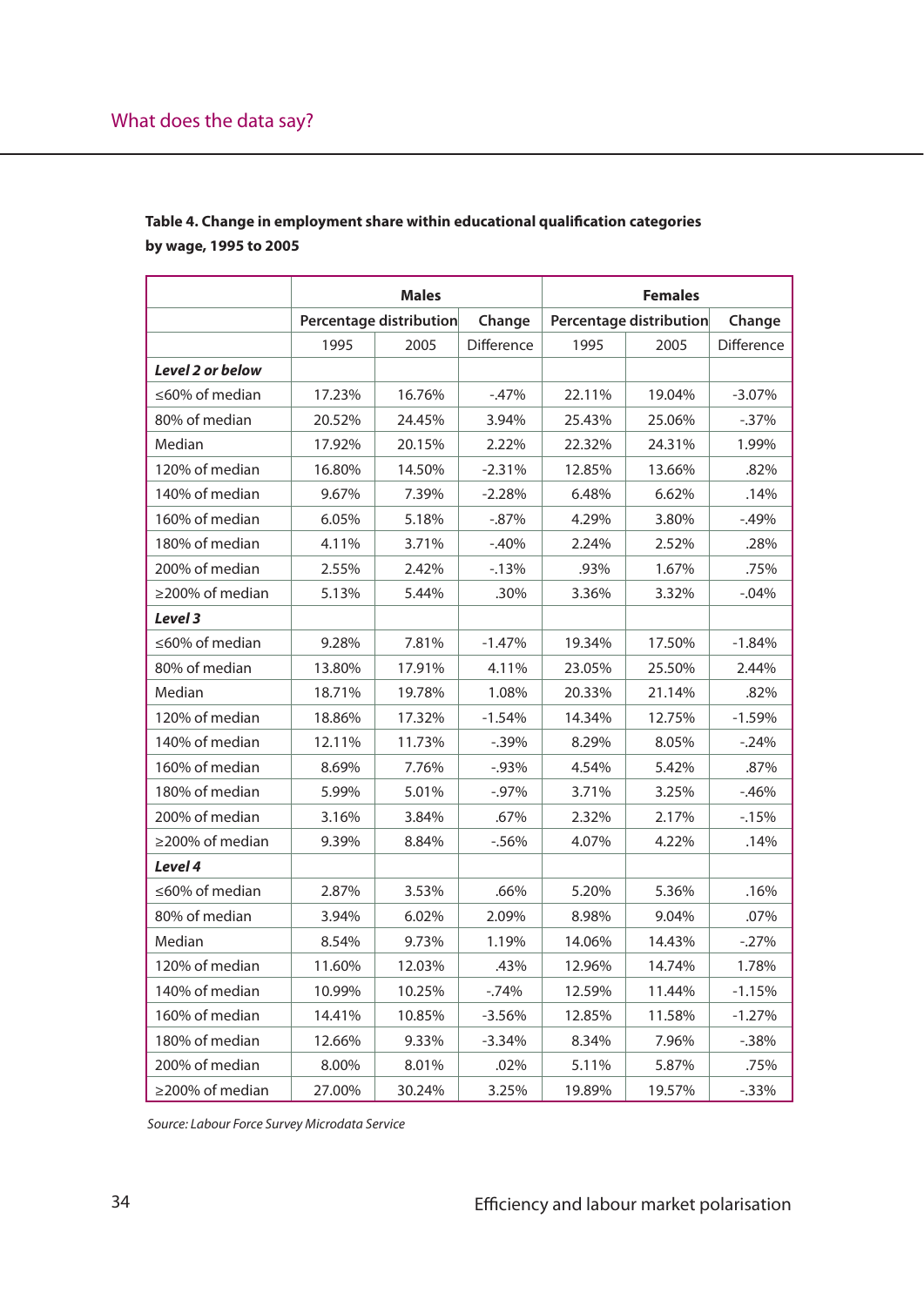**Table 4. Change in employment share within educational qualification categories by wage, 1995 to 2005**

| | Males | | | Females | | |
|---|---|---|---|---|---|---|
| | Percentage distribution | | Change | Percentage distribution | | Change |
| | 1995 | 2005 | Difference | 1995 | 2005 | Difference |
| ***Level 2 or below*** | | | | | | |
| ≤60% of median | 17.23% | 16.76% | -.47% | 22.11% | 19.04% | -3.07% |
| 80% of median | 20.52% | 24.45% | 3.94% | 25.43% | 25.06% | -.37% |
| Median | 17.92% | 20.15% | 2.22% | 22.32% | 24.31% | 1.99% |
| 120% of median | 16.80% | 14.50% | -2.31% | 12.85% | 13.66% | .82% |
| 140% of median | 9.67% | 7.39% | -2.28% | 6.48% | 6.62% | .14% |
| 160% of median | 6.05% | 5.18% | -.87% | 4.29% | 3.80% | -.49% |
| 180% of median | 4.11% | 3.71% | -.40% | 2.24% | 2.52% | .28% |
| 200% of median | 2.55% | 2.42% | -.13% | .93% | 1.67% | .75% |
| ≥200% of median | 5.13% | 5.44% | .30% | 3.36% | 3.32% | -.04% |
| ***Level 3*** | | | | | | |
| ≤60% of median | 9.28% | 7.81% | -1.47% | 19.34% | 17.50% | -1.84% |
| 80% of median | 13.80% | 17.91% | 4.11% | 23.05% | 25.50% | 2.44% |
| Median | 18.71% | 19.78% | 1.08% | 20.33% | 21.14% | .82% |
| 120% of median | 18.86% | 17.32% | -1.54% | 14.34% | 12.75% | -1.59% |
| 140% of median | 12.11% | 11.73% | -.39% | 8.29% | 8.05% | -.24% |
| 160% of median | 8.69% | 7.76% | -.93% | 4.54% | 5.42% | .87% |
| 180% of median | 5.99% | 5.01% | -.97% | 3.71% | 3.25% | -.46% |
| 200% of median | 3.16% | 3.84% | .67% | 2.32% | 2.17% | -.15% |
| ≥200% of median | 9.39% | 8.84% | -.56% | 4.07% | 4.22% | .14% |
| ***Level 4*** | | | | | | |
| ≤60% of median | 2.87% | 3.53% | .66% | 5.20% | 5.36% | .16% |
| 80% of median | 3.94% | 6.02% | 2.09% | 8.98% | 9.04% | .07% |
| Median | 8.54% | 9.73% | 1.19% | 14.06% | 14.43% | -.27% |
| 120% of median | 11.60% | 12.03% | .43% | 12.96% | 14.74% | 1.78% |
| 140% of median | 10.99% | 10.25% | -.74% | 12.59% | 11.44% | -1.15% |
| 160% of median | 14.41% | 10.85% | -3.56% | 12.85% | 11.58% | -1.27% |
| 180% of median | 12.66% | 9.33% | -3.34% | 8.34% | 7.96% | -.38% |
| 200% of median | 8.00% | 8.01% | .02% | 5.11% | 5.87% | .75% |
| ≥200% of median | 27.00% | 30.24% | 3.25% | 19.89% | 19.57% | -.33% |

*Source: Labour Force Survey Microdata Service*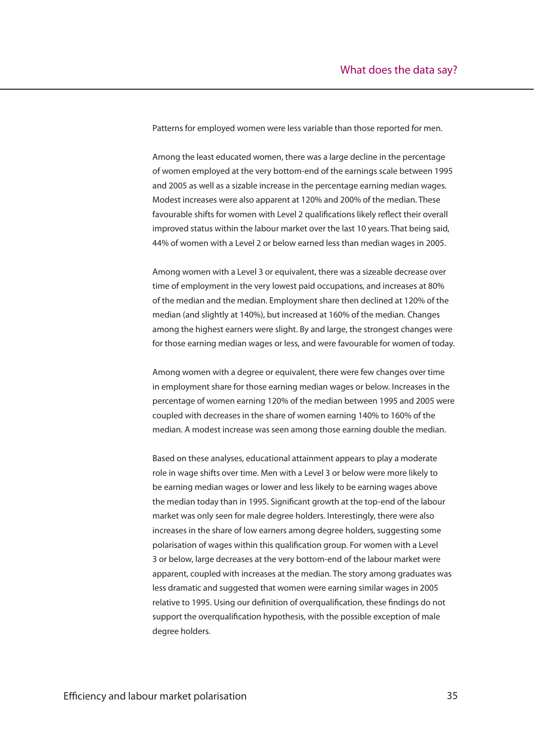Patterns for employed women were less variable than those reported for men.

Among the least educated women, there was a large decline in the percentage of women employed at the very bottom-end of the earnings scale between 1995 and 2005 as well as a sizable increase in the percentage earning median wages. Modest increases were also apparent at 120% and 200% of the median. These favourable shifts for women with Level 2 qualifications likely reflect their overall improved status within the labour market over the last 10 years. That being said, 44% of women with a Level 2 or below earned less than median wages in 2005.

Among women with a Level 3 or equivalent, there was a sizeable decrease over time of employment in the very lowest paid occupations, and increases at 80% of the median and the median. Employment share then declined at 120% of the median (and slightly at 140%), but increased at 160% of the median. Changes among the highest earners were slight. By and large, the strongest changes were for those earning median wages or less, and were favourable for women of today.

Among women with a degree or equivalent, there were few changes over time in employment share for those earning median wages or below. Increases in the percentage of women earning 120% of the median between 1995 and 2005 were coupled with decreases in the share of women earning 140% to 160% of the median. A modest increase was seen among those earning double the median.

Based on these analyses, educational attainment appears to play a moderate role in wage shifts over time. Men with a Level 3 or below were more likely to be earning median wages or lower and less likely to be earning wages above the median today than in 1995. Significant growth at the top-end of the labour market was only seen for male degree holders. Interestingly, there were also increases in the share of low earners among degree holders, suggesting some polarisation of wages within this qualification group. For women with a Level 3 or below, large decreases at the very bottom-end of the labour market were apparent, coupled with increases at the median. The story among graduates was less dramatic and suggested that women were earning similar wages in 2005 relative to 1995. Using our definition of overqualification, these findings do not support the overqualification hypothesis, with the possible exception of male degree holders.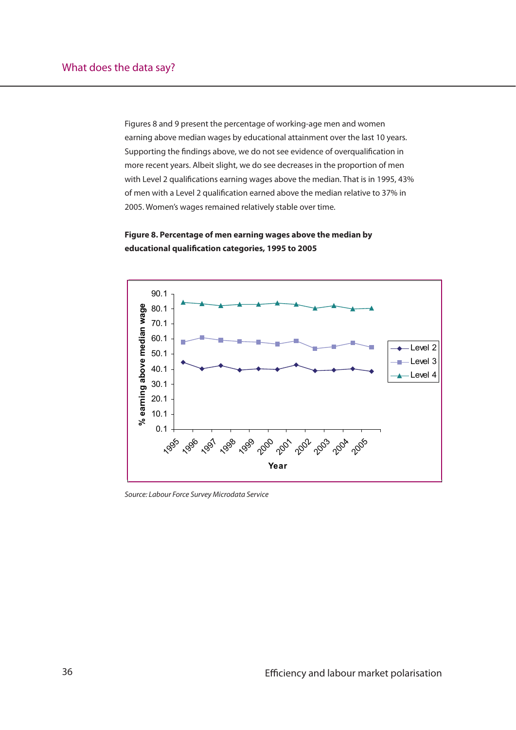Figures 8 and 9 present the percentage of working-age men and women earning above median wages by educational attainment over the last 10 years. Supporting the findings above, we do not see evidence of overqualification in more recent years. Albeit slight, we do see decreases in the proportion of men with Level 2 qualifications earning wages above the median. That is in 1995, 43% of men with a Level 2 qualification earned above the median relative to 37% in 2005. Women's wages remained relatively stable over time.

**Figure 8. Percentage of men earning wages above the median by educational qualification categories, 1995 to 2005**

*Source: Labour Force Survey Microdata Service*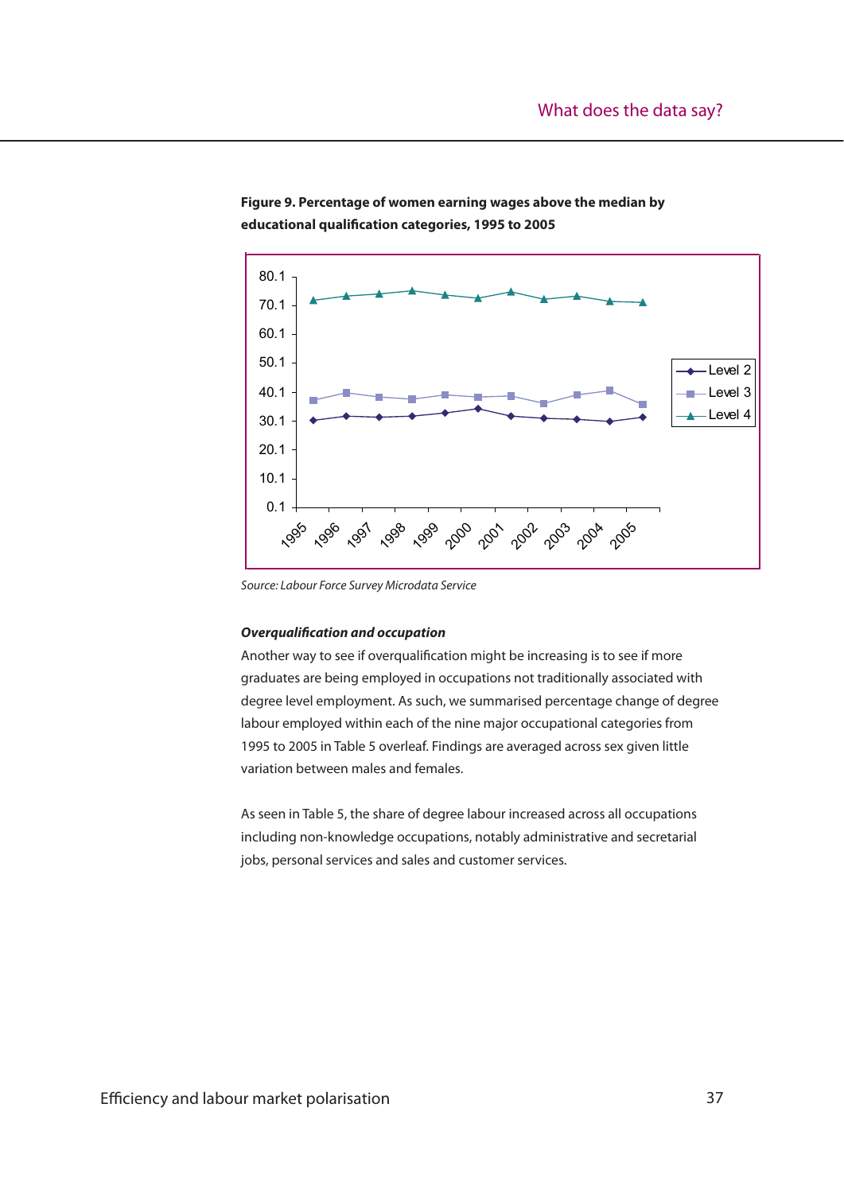**Figure 9. Percentage of women earning wages above the median by educational qualification categories, 1995 to 2005**

*Source: Labour Force Survey Microdata Service*

***Overqualification and occupation***

Another way to see if overqualification might be increasing is to see if more graduates are being employed in occupations not traditionally associated with degree level employment. As such, we summarised percentage change of degree labour employed within each of the nine major occupational categories from 1995 to 2005 in Table 5 overleaf. Findings are averaged across sex given little variation between males and females.

As seen in Table 5, the share of degree labour increased across all occupations including non-knowledge occupations, notably administrative and secretarial jobs, personal services and sales and customer services.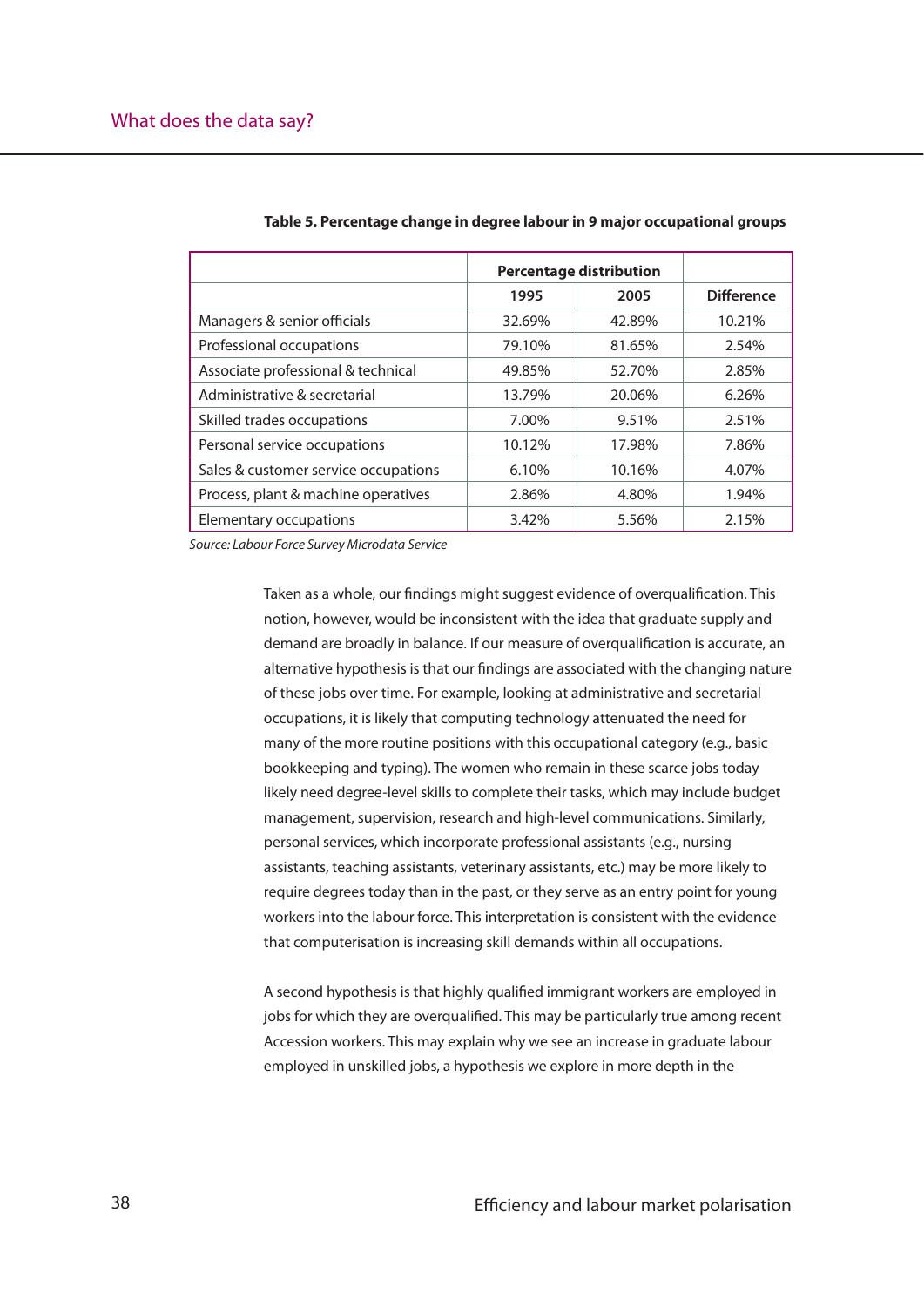**Table 5. Percentage change in degree labour in 9 major occupational groups**

| | Percentage distribution | | |
|---|---|---|---|
| | 1995 | 2005 | Difference |
| Managers & senior officials | 32.69% | 42.89% | 10.21% |
| Professional occupations | 79.10% | 81.65% | 2.54% |
| Associate professional & technical | 49.85% | 52.70% | 2.85% |
| Administrative & secretarial | 13.79% | 20.06% | 6.26% |
| Skilled trades occupations | 7.00% | 9.51% | 2.51% |
| Personal service occupations | 10.12% | 17.98% | 7.86% |
| Sales & customer service occupations | 6.10% | 10.16% | 4.07% |
| Process, plant & machine operatives | 2.86% | 4.80% | 1.94% |
| Elementary occupations | 3.42% | 5.56% | 2.15% |

*Source: Labour Force Survey Microdata Service*

Taken as a whole, our findings might suggest evidence of overqualification. This notion, however, would be inconsistent with the idea that graduate supply and demand are broadly in balance. If our measure of overqualification is accurate, an alternative hypothesis is that our findings are associated with the changing nature of these jobs over time. For example, looking at administrative and secretarial occupations, it is likely that computing technology attenuated the need for many of the more routine positions with this occupational category (e.g., basic bookkeeping and typing). The women who remain in these scarce jobs today likely need degree-level skills to complete their tasks, which may include budget management, supervision, research and high-level communications. Similarly, personal services, which incorporate professional assistants (e.g., nursing assistants, teaching assistants, veterinary assistants, etc.) may be more likely to require degrees today than in the past, or they serve as an entry point for young workers into the labour force. This interpretation is consistent with the evidence that computerisation is increasing skill demands within all occupations.

A second hypothesis is that highly qualified immigrant workers are employed in jobs for which they are overqualified. This may be particularly true among recent Accession workers. This may explain why we see an increase in graduate labour employed in unskilled jobs, a hypothesis we explore in more depth in the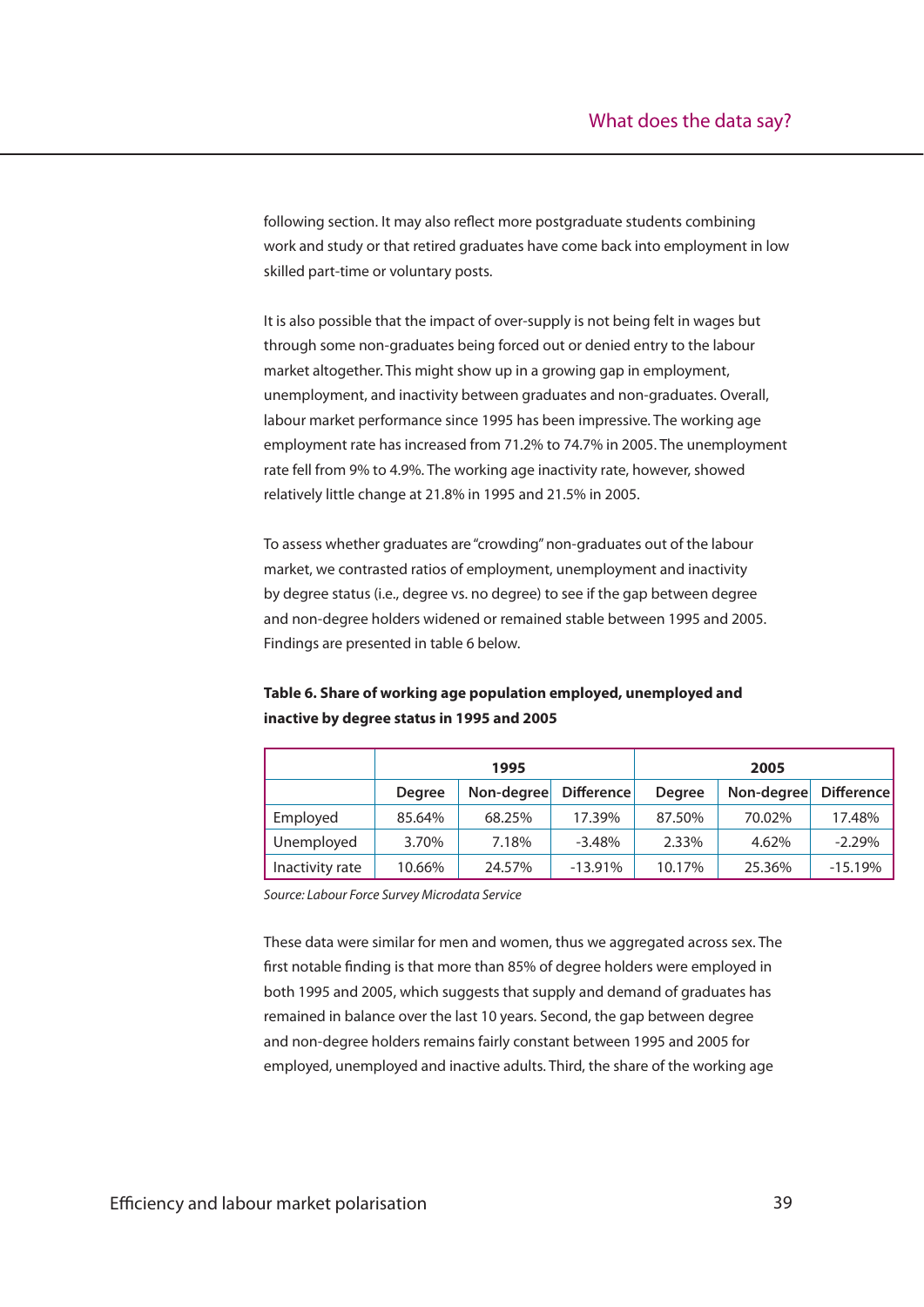following section. It may also reflect more postgraduate students combining work and study or that retired graduates have come back into employment in low skilled part-time or voluntary posts.

It is also possible that the impact of over-supply is not being felt in wages but through some non-graduates being forced out or denied entry to the labour market altogether. This might show up in a growing gap in employment, unemployment, and inactivity between graduates and non-graduates. Overall, labour market performance since 1995 has been impressive. The working age employment rate has increased from 71.2% to 74.7% in 2005. The unemployment rate fell from 9% to 4.9%. The working age inactivity rate, however, showed relatively little change at 21.8% in 1995 and 21.5% in 2005.

To assess whether graduates are "crowding" non-graduates out of the labour market, we contrasted ratios of employment, unemployment and inactivity by degree status (i.e., degree vs. no degree) to see if the gap between degree and non-degree holders widened or remained stable between 1995 and 2005. Findings are presented in table 6 below.

**Table 6. Share of working age population employed, unemployed and inactive by degree status in 1995 and 2005**

| | 1995 | | | 2005 | | |
|---|---|---|---|---|---|---|
| | Degree | Non-degree | Difference | Degree | Non-degree | Difference |
| Employed | 85.64% | 68.25% | 17.39% | 87.50% | 70.02% | 17.48% |
| Unemployed | 3.70% | 7.18% | -3.48% | 2.33% | 4.62% | -2.29% |
| Inactivity rate | 10.66% | 24.57% | -13.91% | 10.17% | 25.36% | -15.19% |

*Source: Labour Force Survey Microdata Service*

These data were similar for men and women, thus we aggregated across sex. The first notable finding is that more than 85% of degree holders were employed in both 1995 and 2005, which suggests that supply and demand of graduates has remained in balance over the last 10 years. Second, the gap between degree and non-degree holders remains fairly constant between 1995 and 2005 for employed, unemployed and inactive adults. Third, the share of the working age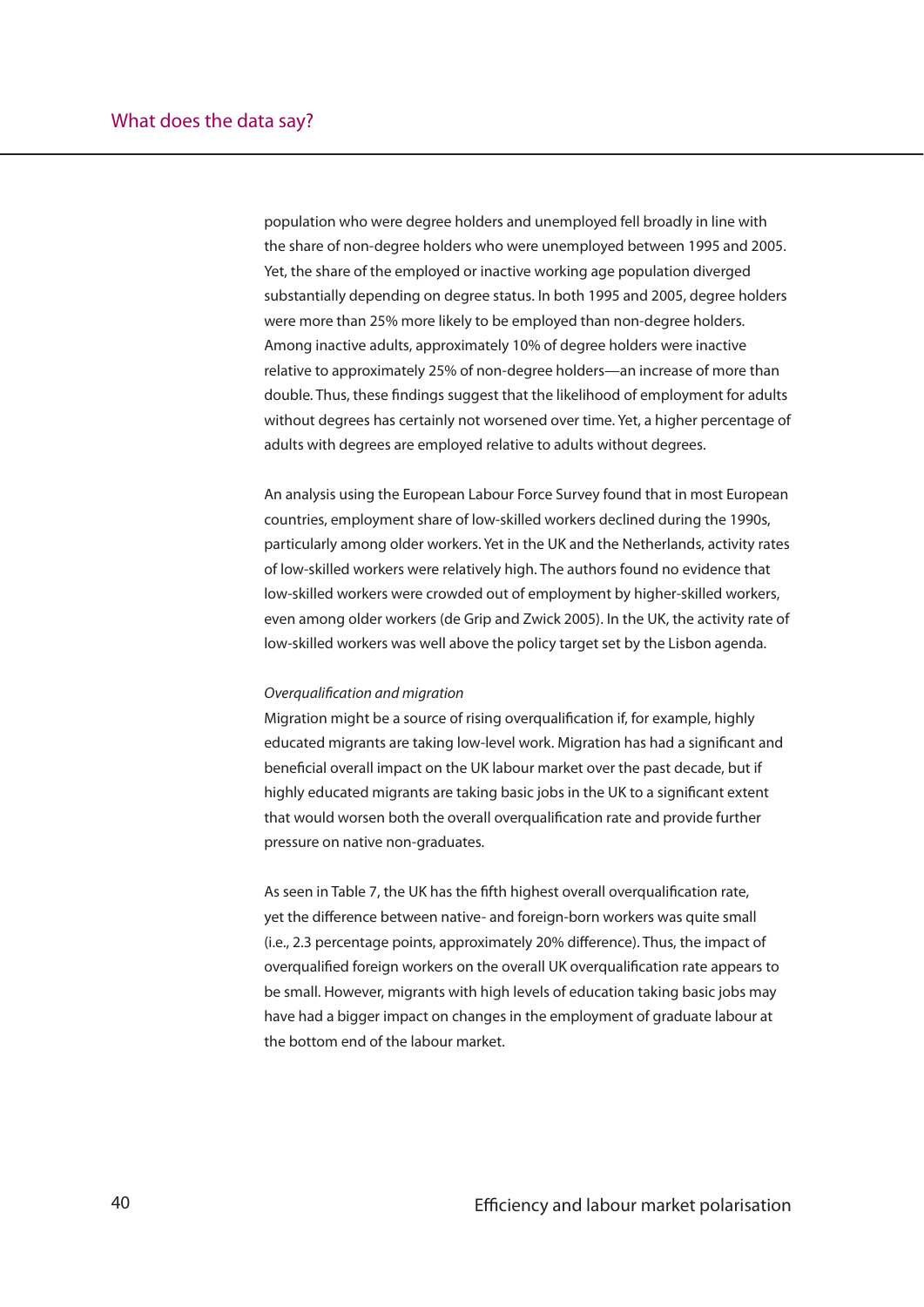population who were degree holders and unemployed fell broadly in line with the share of non-degree holders who were unemployed between 1995 and 2005. Yet, the share of the employed or inactive working age population diverged substantially depending on degree status. In both 1995 and 2005, degree holders were more than 25% more likely to be employed than non-degree holders. Among inactive adults, approximately 10% of degree holders were inactive relative to approximately 25% of non-degree holders—an increase of more than double. Thus, these findings suggest that the likelihood of employment for adults without degrees has certainly not worsened over time. Yet, a higher percentage of adults with degrees are employed relative to adults without degrees.

An analysis using the European Labour Force Survey found that in most European countries, employment share of low-skilled workers declined during the 1990s, particularly among older workers. Yet in the UK and the Netherlands, activity rates of low-skilled workers were relatively high. The authors found no evidence that low-skilled workers were crowded out of employment by higher-skilled workers, even among older workers (de Grip and Zwick 2005). In the UK, the activity rate of low-skilled workers was well above the policy target set by the Lisbon agenda.

*Overqualification and migration*

Migration might be a source of rising overqualification if, for example, highly educated migrants are taking low-level work. Migration has had a significant and beneficial overall impact on the UK labour market over the past decade, but if highly educated migrants are taking basic jobs in the UK to a significant extent that would worsen both the overall overqualification rate and provide further pressure on native non-graduates.

As seen in Table 7, the UK has the fifth highest overall overqualification rate, yet the difference between native- and foreign-born workers was quite small (i.e., 2.3 percentage points, approximately 20% difference). Thus, the impact of overqualified foreign workers on the overall UK overqualification rate appears to be small. However, migrants with high levels of education taking basic jobs may have had a bigger impact on changes in the employment of graduate labour at the bottom end of the labour market.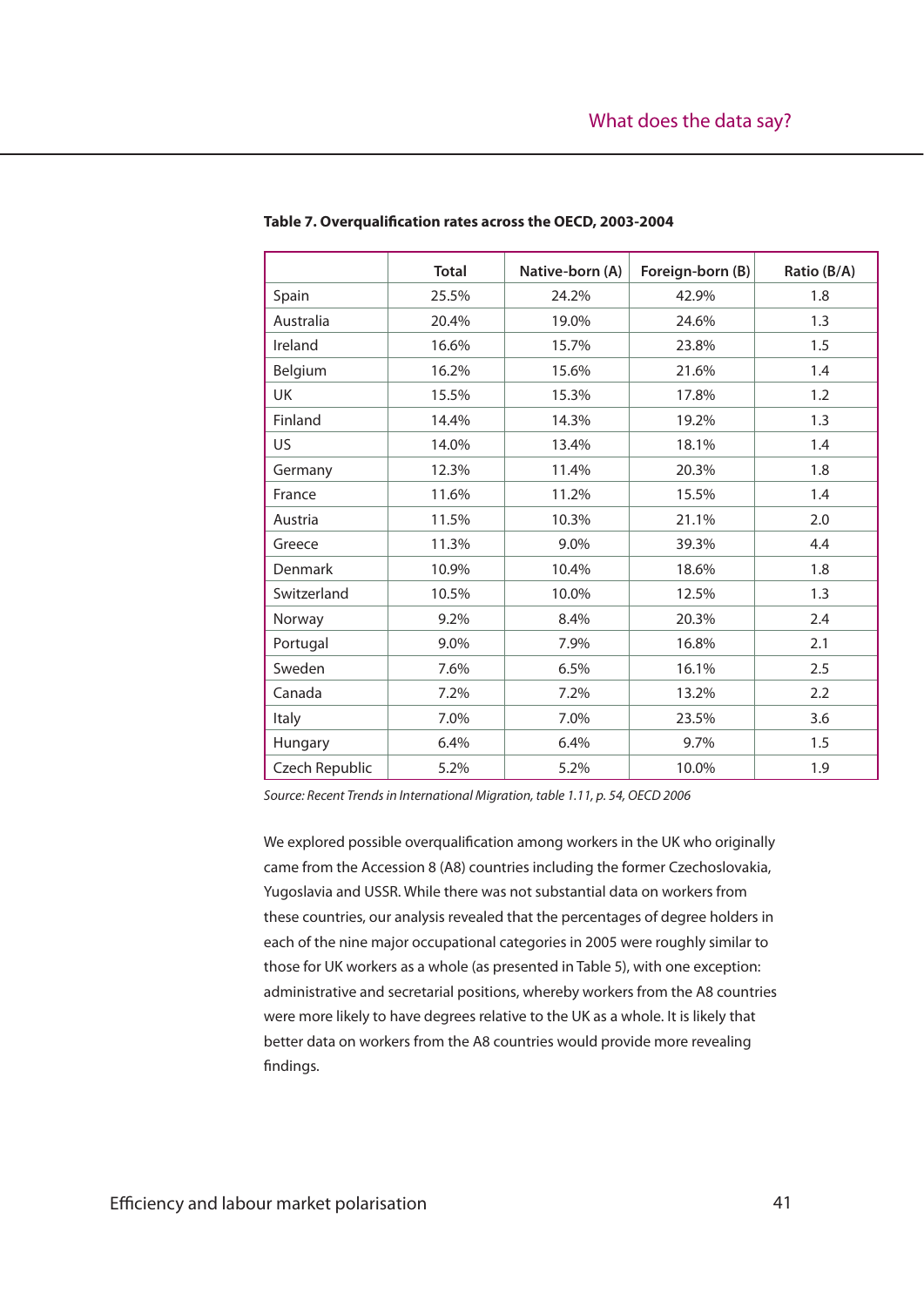**Table 7. Overqualification rates across the OECD, 2003-2004**

| | Total | Native-born (A) | Foreign-born (B) | Ratio (B/A) |
|---|---|---|---|---|
| Spain | 25.5% | 24.2% | 42.9% | 1.8 |
| Australia | 20.4% | 19.0% | 24.6% | 1.3 |
| Ireland | 16.6% | 15.7% | 23.8% | 1.5 |
| Belgium | 16.2% | 15.6% | 21.6% | 1.4 |
| UK | 15.5% | 15.3% | 17.8% | 1.2 |
| Finland | 14.4% | 14.3% | 19.2% | 1.3 |
| US | 14.0% | 13.4% | 18.1% | 1.4 |
| Germany | 12.3% | 11.4% | 20.3% | 1.8 |
| France | 11.6% | 11.2% | 15.5% | 1.4 |
| Austria | 11.5% | 10.3% | 21.1% | 2.0 |
| Greece | 11.3% | 9.0% | 39.3% | 4.4 |
| Denmark | 10.9% | 10.4% | 18.6% | 1.8 |
| Switzerland | 10.5% | 10.0% | 12.5% | 1.3 |
| Norway | 9.2% | 8.4% | 20.3% | 2.4 |
| Portugal | 9.0% | 7.9% | 16.8% | 2.1 |
| Sweden | 7.6% | 6.5% | 16.1% | 2.5 |
| Canada | 7.2% | 7.2% | 13.2% | 2.2 |
| Italy | 7.0% | 7.0% | 23.5% | 3.6 |
| Hungary | 6.4% | 6.4% | 9.7% | 1.5 |
| Czech Republic | 5.2% | 5.2% | 10.0% | 1.9 |

*Source: Recent Trends in International Migration, table 1.11, p. 54, OECD 2006*

We explored possible overqualification among workers in the UK who originally came from the Accession 8 (A8) countries including the former Czechoslovakia, Yugoslavia and USSR. While there was not substantial data on workers from these countries, our analysis revealed that the percentages of degree holders in each of the nine major occupational categories in 2005 were roughly similar to those for UK workers as a whole (as presented in Table 5), with one exception: administrative and secretarial positions, whereby workers from the A8 countries were more likely to have degrees relative to the UK as a whole. It is likely that better data on workers from the A8 countries would provide more revealing findings.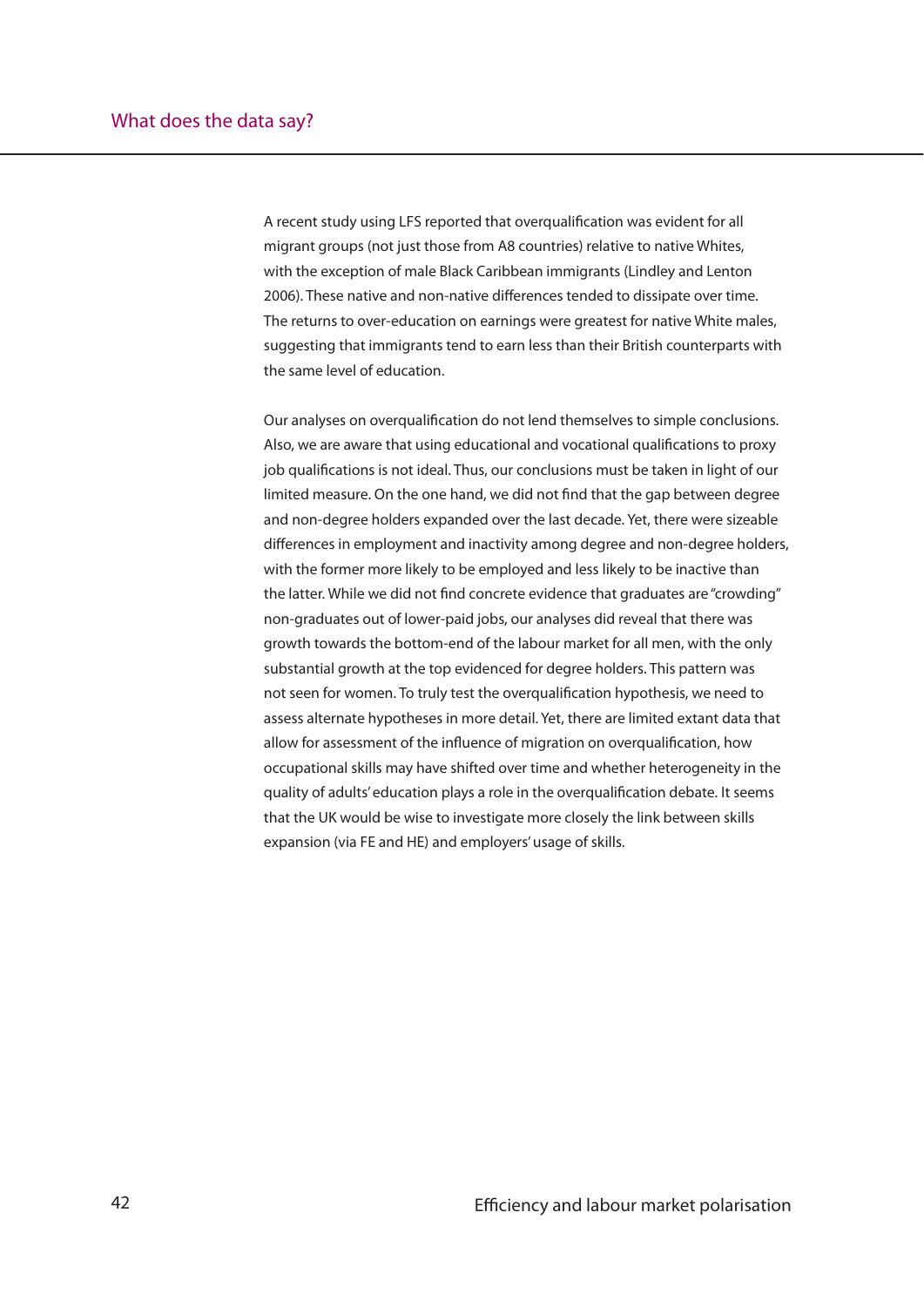A recent study using LFS reported that overqualification was evident for all migrant groups (not just those from A8 countries) relative to native Whites, with the exception of male Black Caribbean immigrants (Lindley and Lenton 2006). These native and non-native differences tended to dissipate over time. The returns to over-education on earnings were greatest for native White males, suggesting that immigrants tend to earn less than their British counterparts with the same level of education.

Our analyses on overqualification do not lend themselves to simple conclusions. Also, we are aware that using educational and vocational qualifications to proxy job qualifications is not ideal. Thus, our conclusions must be taken in light of our limited measure. On the one hand, we did not find that the gap between degree and non-degree holders expanded over the last decade. Yet, there were sizeable differences in employment and inactivity among degree and non-degree holders, with the former more likely to be employed and less likely to be inactive than the latter. While we did not find concrete evidence that graduates are "crowding" non-graduates out of lower-paid jobs, our analyses did reveal that there was growth towards the bottom-end of the labour market for all men, with the only substantial growth at the top evidenced for degree holders. This pattern was not seen for women. To truly test the overqualification hypothesis, we need to assess alternate hypotheses in more detail. Yet, there are limited extant data that allow for assessment of the influence of migration on overqualification, how occupational skills may have shifted over time and whether heterogeneity in the quality of adults' education plays a role in the overqualification debate. It seems that the UK would be wise to investigate more closely the link between skills expansion (via FE and HE) and employers' usage of skills.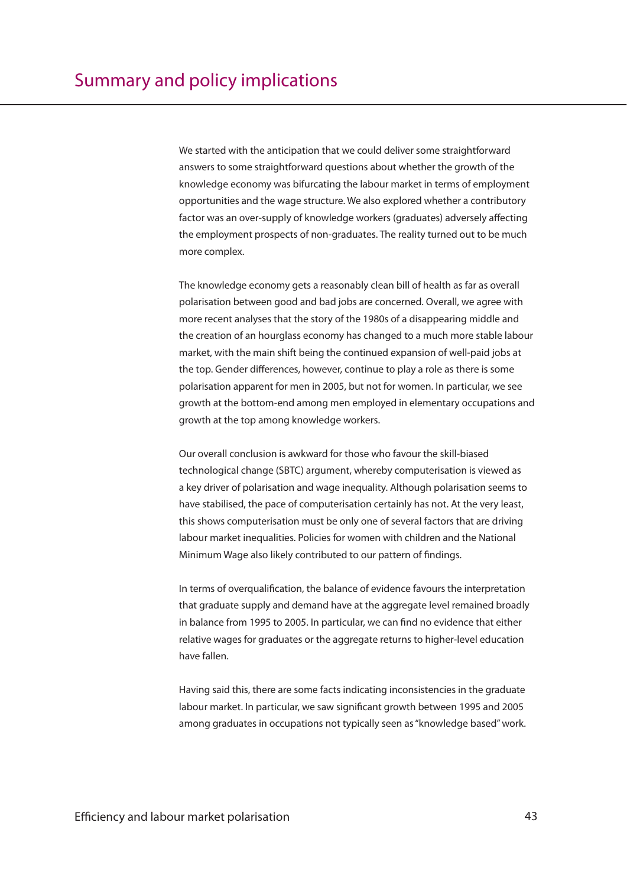# Summary and policy implications

We started with the anticipation that we could deliver some straightforward answers to some straightforward questions about whether the growth of the knowledge economy was bifurcating the labour market in terms of employment opportunities and the wage structure. We also explored whether a contributory factor was an over-supply of knowledge workers (graduates) adversely affecting the employment prospects of non-graduates. The reality turned out to be much more complex.

The knowledge economy gets a reasonably clean bill of health as far as overall polarisation between good and bad jobs are concerned. Overall, we agree with more recent analyses that the story of the 1980s of a disappearing middle and the creation of an hourglass economy has changed to a much more stable labour market, with the main shift being the continued expansion of well-paid jobs at the top. Gender differences, however, continue to play a role as there is some polarisation apparent for men in 2005, but not for women. In particular, we see growth at the bottom-end among men employed in elementary occupations and growth at the top among knowledge workers.

Our overall conclusion is awkward for those who favour the skill-biased technological change (SBTC) argument, whereby computerisation is viewed as a key driver of polarisation and wage inequality. Although polarisation seems to have stabilised, the pace of computerisation certainly has not. At the very least, this shows computerisation must be only one of several factors that are driving labour market inequalities. Policies for women with children and the National Minimum Wage also likely contributed to our pattern of findings.

In terms of overqualification, the balance of evidence favours the interpretation that graduate supply and demand have at the aggregate level remained broadly in balance from 1995 to 2005. In particular, we can find no evidence that either relative wages for graduates or the aggregate returns to higher-level education have fallen.

Having said this, there are some facts indicating inconsistencies in the graduate labour market. In particular, we saw significant growth between 1995 and 2005 among graduates in occupations not typically seen as "knowledge based" work.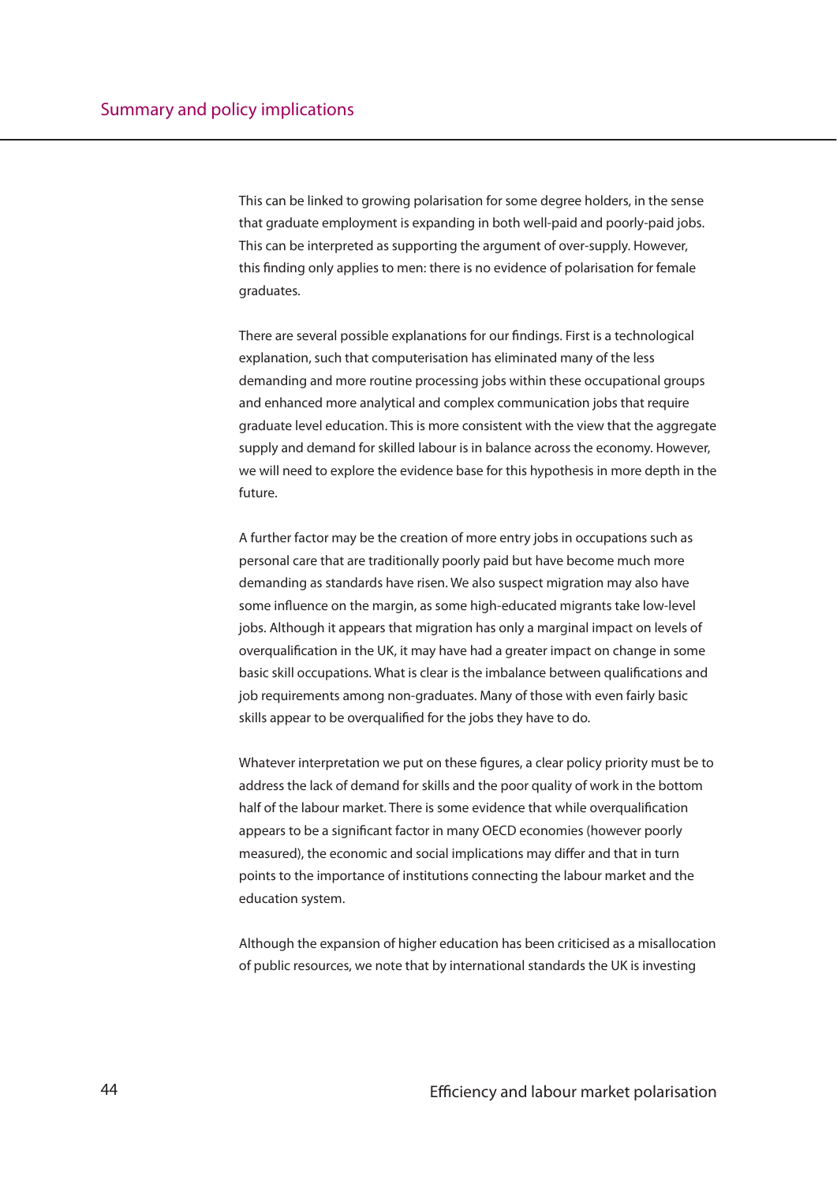This can be linked to growing polarisation for some degree holders, in the sense that graduate employment is expanding in both well-paid and poorly-paid jobs. This can be interpreted as supporting the argument of over-supply. However, this finding only applies to men: there is no evidence of polarisation for female graduates.

There are several possible explanations for our findings. First is a technological explanation, such that computerisation has eliminated many of the less demanding and more routine processing jobs within these occupational groups and enhanced more analytical and complex communication jobs that require graduate level education. This is more consistent with the view that the aggregate supply and demand for skilled labour is in balance across the economy. However, we will need to explore the evidence base for this hypothesis in more depth in the future.

A further factor may be the creation of more entry jobs in occupations such as personal care that are traditionally poorly paid but have become much more demanding as standards have risen. We also suspect migration may also have some influence on the margin, as some high-educated migrants take low-level jobs. Although it appears that migration has only a marginal impact on levels of overqualification in the UK, it may have had a greater impact on change in some basic skill occupations. What is clear is the imbalance between qualifications and job requirements among non-graduates. Many of those with even fairly basic skills appear to be overqualified for the jobs they have to do.

Whatever interpretation we put on these figures, a clear policy priority must be to address the lack of demand for skills and the poor quality of work in the bottom half of the labour market. There is some evidence that while overqualification appears to be a significant factor in many OECD economies (however poorly measured), the economic and social implications may differ and that in turn points to the importance of institutions connecting the labour market and the education system.

Although the expansion of higher education has been criticised as a misallocation of public resources, we note that by international standards the UK is investing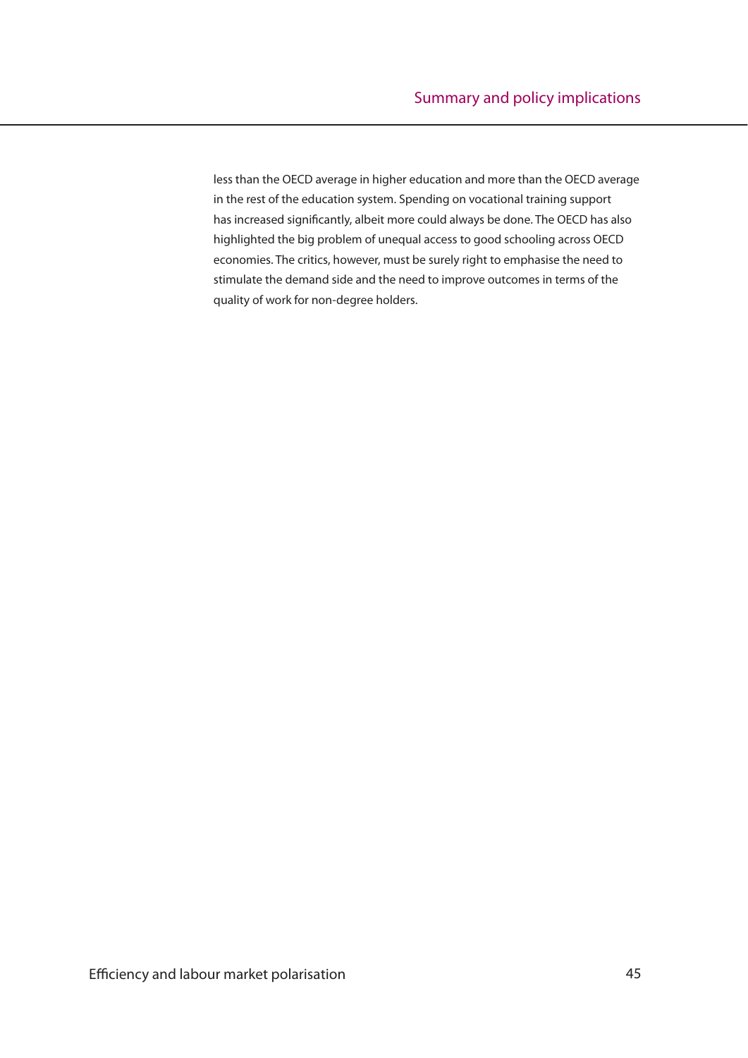less than the OECD average in higher education and more than the OECD average in the rest of the education system. Spending on vocational training support has increased significantly, albeit more could always be done. The OECD has also highlighted the big problem of unequal access to good schooling across OECD economies. The critics, however, must be surely right to emphasise the need to stimulate the demand side and the need to improve outcomes in terms of the quality of work for non-degree holders.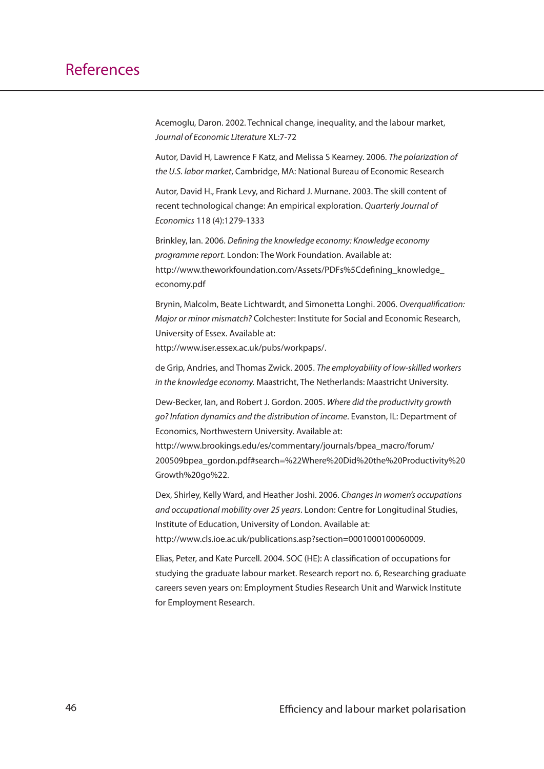# References

Acemoglu, Daron. 2002. Technical change, inequality, and the labour market, *Journal of Economic Literature* XL:7-72

Autor, David H, Lawrence F Katz, and Melissa S Kearney. 2006. *The polarization of the U.S. labor market*, Cambridge, MA: National Bureau of Economic Research

Autor, David H., Frank Levy, and Richard J. Murnane. 2003. The skill content of recent technological change: An empirical exploration. *Quarterly Journal of Economics* 118 (4):1279-1333

Brinkley, Ian. 2006. *Defining the knowledge economy: Knowledge economy programme report.* London: The Work Foundation. Available at: http://www.theworkfoundation.com/Assets/PDFs%5Cdefining_knowledge_economy.pdf

Brynin, Malcolm, Beate Lichtwardt, and Simonetta Longhi. 2006. *Overqualification: Major or minor mismatch?* Colchester: Institute for Social and Economic Research, University of Essex. Available at: http://www.iser.essex.ac.uk/pubs/workpaps/.

de Grip, Andries, and Thomas Zwick. 2005. *The employability of low-skilled workers in the knowledge economy.* Maastricht, The Netherlands: Maastricht University.

Dew-Becker, Ian, and Robert J. Gordon. 2005. *Where did the productivity growth go? Infation dynamics and the distribution of income*. Evanston, IL: Department of Economics, Northwestern University. Available at: http://www.brookings.edu/es/commentary/journals/bpea_macro/forum/200509bpea_gordon.pdf#search=%22Where%20Did%20the%20Productivity%20Growth%20go%22.

Dex, Shirley, Kelly Ward, and Heather Joshi. 2006. *Changes in women's occupations and occupational mobility over 25 years*. London: Centre for Longitudinal Studies, Institute of Education, University of London. Available at: http://www.cls.ioe.ac.uk/publications.asp?section=0001000100060009.

Elias, Peter, and Kate Purcell. 2004. SOC (HE): A classification of occupations for studying the graduate labour market. Research report no. 6, Researching graduate careers seven years on: Employment Studies Research Unit and Warwick Institute for Employment Research.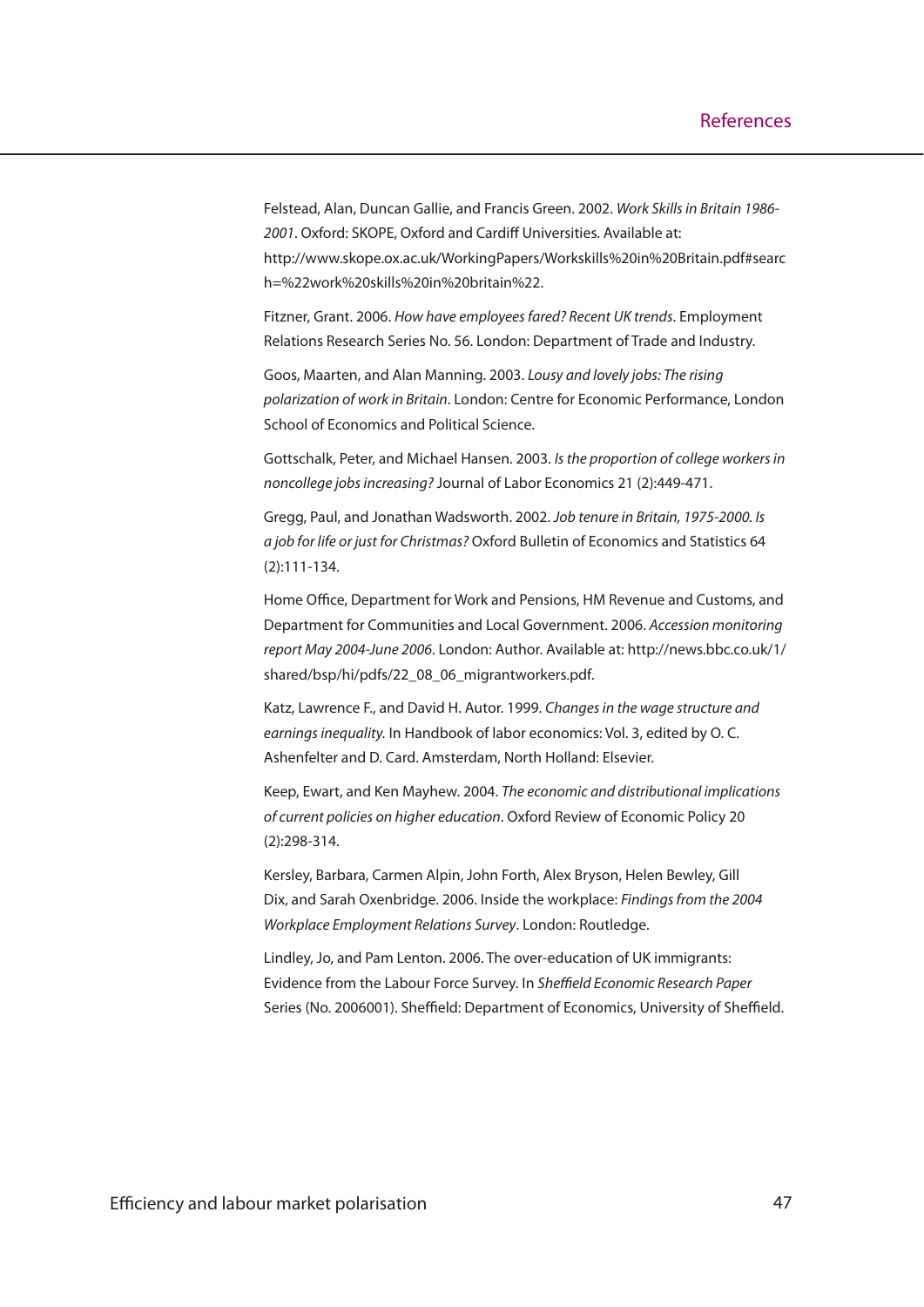Felstead, Alan, Duncan Gallie, and Francis Green. 2002. *Work Skills in Britain 1986-2001*. Oxford: SKOPE, Oxford and Cardiff Universities. Available at: http://www.skope.ox.ac.uk/WorkingPapers/Workskills%20in%20Britain.pdf#search=%22work%20skills%20in%20britain%22.

Fitzner, Grant. 2006. *How have employees fared? Recent UK trends*. Employment Relations Research Series No. 56. London: Department of Trade and Industry.

Goos, Maarten, and Alan Manning. 2003. *Lousy and lovely jobs: The rising polarization of work in Britain*. London: Centre for Economic Performance, London School of Economics and Political Science.

Gottschalk, Peter, and Michael Hansen. 2003. *Is the proportion of college workers in noncollege jobs increasing?* Journal of Labor Economics 21 (2):449-471.

Gregg, Paul, and Jonathan Wadsworth. 2002. *Job tenure in Britain, 1975-2000. Is a job for life or just for Christmas?* Oxford Bulletin of Economics and Statistics 64 (2):111-134.

Home Office, Department for Work and Pensions, HM Revenue and Customs, and Department for Communities and Local Government. 2006. *Accession monitoring report May 2004-June 2006*. London: Author. Available at: http://news.bbc.co.uk/1/shared/bsp/hi/pdfs/22_08_06_migrantworkers.pdf.

Katz, Lawrence F., and David H. Autor. 1999. *Changes in the wage structure and earnings inequality.* In Handbook of labor economics: Vol. 3, edited by O. C. Ashenfelter and D. Card. Amsterdam, North Holland: Elsevier.

Keep, Ewart, and Ken Mayhew. 2004. *The economic and distributional implications of current policies on higher education*. Oxford Review of Economic Policy 20 (2):298-314.

Kersley, Barbara, Carmen Alpin, John Forth, Alex Bryson, Helen Bewley, Gill Dix, and Sarah Oxenbridge. 2006. Inside the workplace: *Findings from the 2004 Workplace Employment Relations Survey*. London: Routledge.

Lindley, Jo, and Pam Lenton. 2006. The over-education of UK immigrants: Evidence from the Labour Force Survey. In *Sheffield Economic Research Paper* Series (No. 2006001). Sheffield: Department of Economics, University of Sheffield.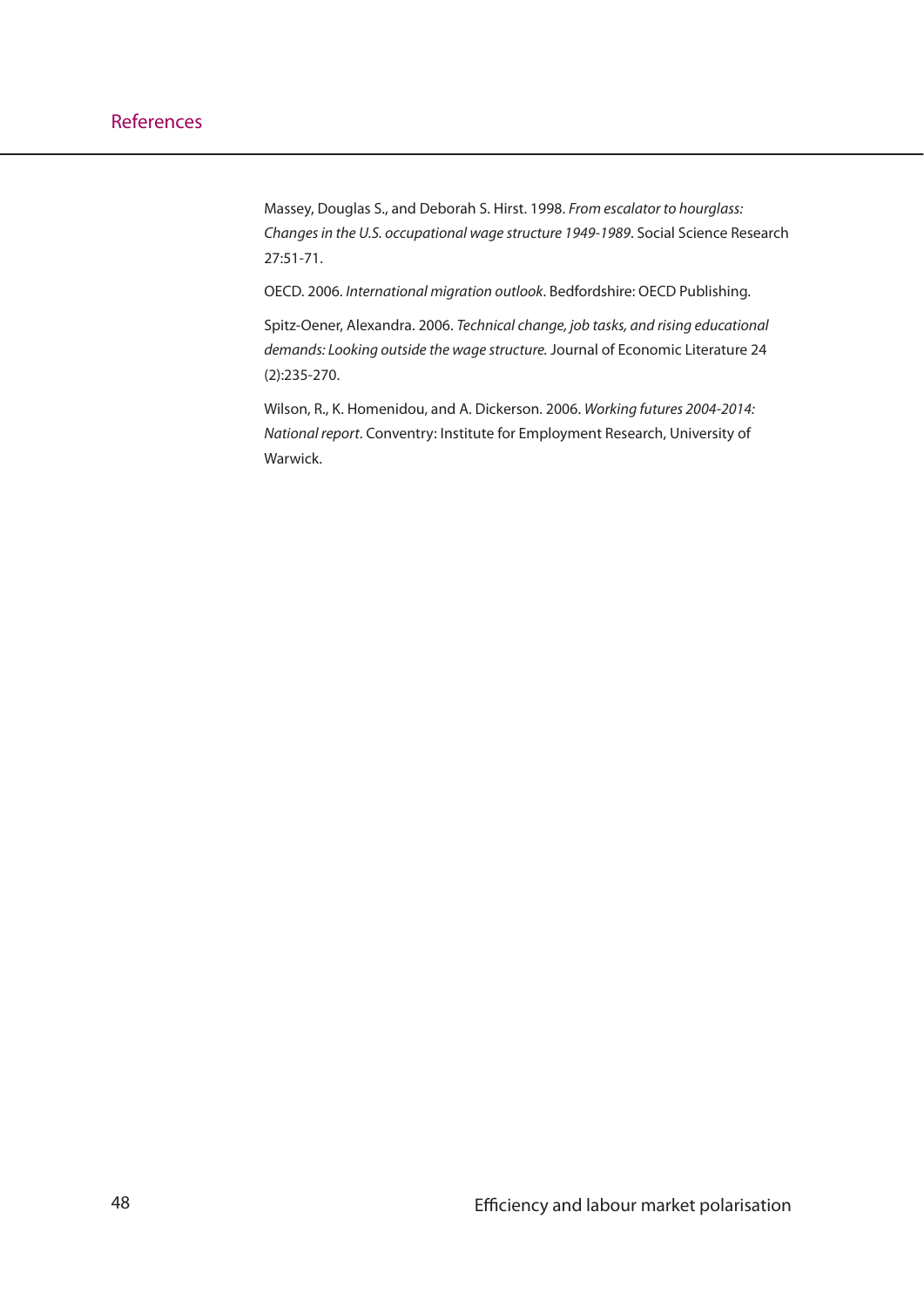## References

Massey, Douglas S., and Deborah S. Hirst. 1998. *From escalator to hourglass: Changes in the U.S. occupational wage structure 1949-1989*. Social Science Research 27:51-71.

OECD. 2006. *International migration outlook*. Bedfordshire: OECD Publishing.

Spitz-Oener, Alexandra. 2006. *Technical change, job tasks, and rising educational demands: Looking outside the wage structure.* Journal of Economic Literature 24 (2):235-270.

Wilson, R., K. Homenidou, and A. Dickerson. 2006. *Working futures 2004-2014: National report*. Conventry: Institute for Employment Research, University of Warwick.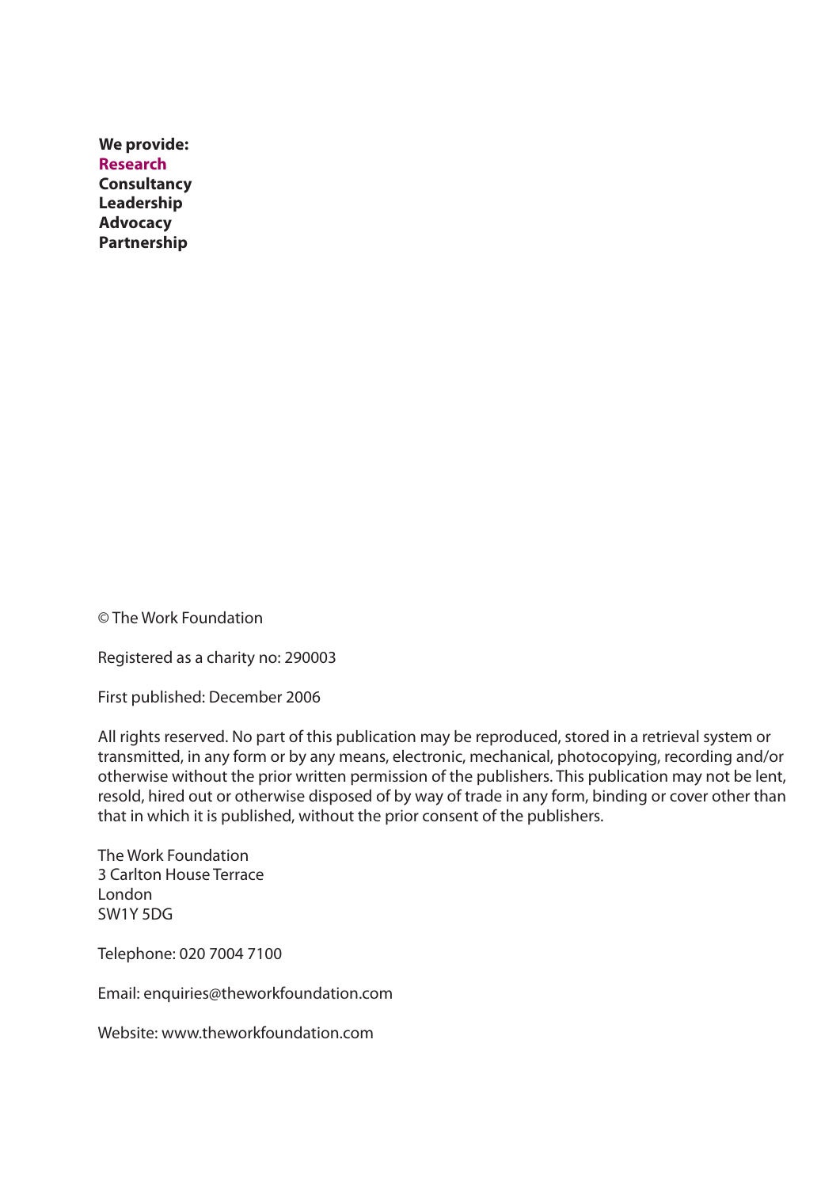**We provide:**
**Research**
**Consultancy**
**Leadership**
**Advocacy**
**Partnership**

© The Work Foundation

Registered as a charity no: 290003

First published: December 2006

All rights reserved. No part of this publication may be reproduced, stored in a retrieval system or transmitted, in any form or by any means, electronic, mechanical, photocopying, recording and/or otherwise without the prior written permission of the publishers. This publication may not be lent, resold, hired out or otherwise disposed of by way of trade in any form, binding or cover other than that in which it is published, without the prior consent of the publishers.

The Work Foundation
3 Carlton House Terrace
London
SW1Y 5DG

Telephone: 020 7004 7100

Email: enquiries@theworkfoundation.com

Website: www.theworkfoundation.com